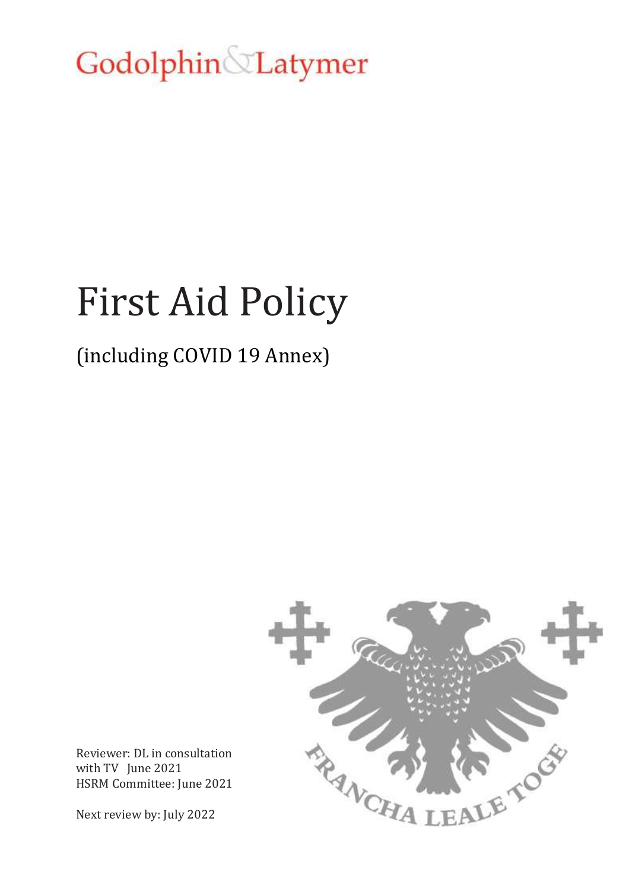Godolphin & Latymer

# First Aid Policy

## (including COVID 19 Annex)

Reviewer: DL in consultation with TV June 2021
HSRM Committee: June 2021

Next review by: July 2022

FRANCHA LEALE TOGE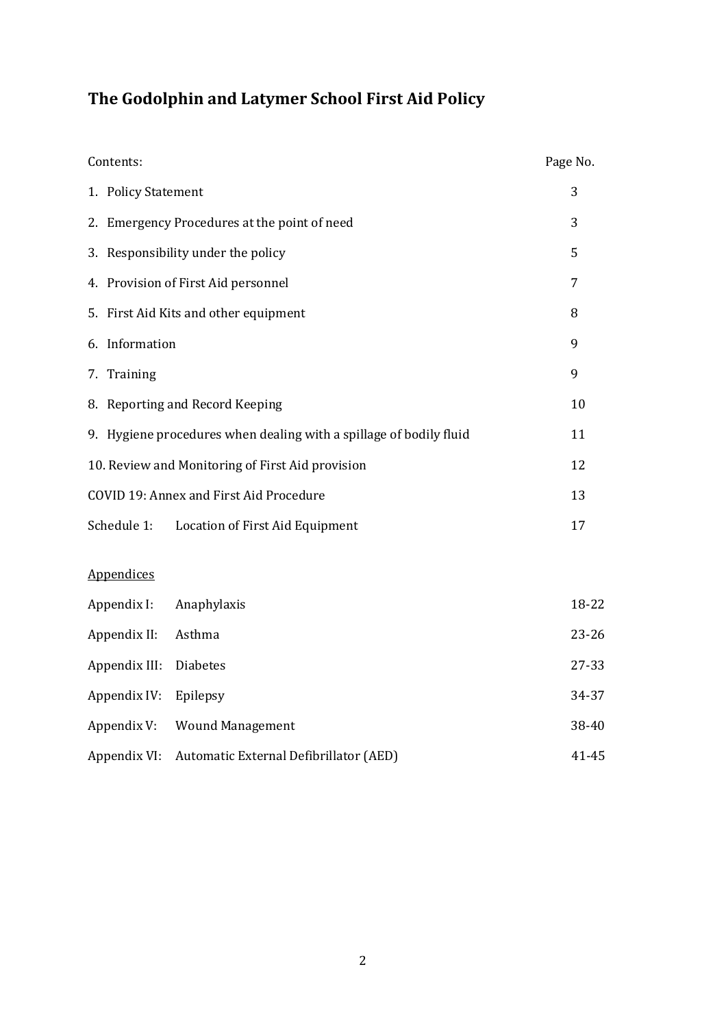# The Godolphin and Latymer School First Aid Policy

| Contents: | Page No. |
|---|---|
| 1. Policy Statement | 3 |
| 2. Emergency Procedures at the point of need | 3 |
| 3. Responsibility under the policy | 5 |
| 4. Provision of First Aid personnel | 7 |
| 5. First Aid Kits and other equipment | 8 |
| 6. Information | 9 |
| 7. Training | 9 |
| 8. Reporting and Record Keeping | 10 |
| 9. Hygiene procedures when dealing with a spillage of bodily fluid | 11 |
| 10. Review and Monitoring of First Aid provision | 12 |
| COVID 19: Annex and First Aid Procedure | 13 |
| Schedule 1: Location of First Aid Equipment | 17 |

<u>Appendices</u>

| | | |
|---|---|---|
| Appendix I: | Anaphylaxis | 18-22 |
| Appendix II: | Asthma | 23-26 |
| Appendix III: | Diabetes | 27-33 |
| Appendix IV: | Epilepsy | 34-37 |
| Appendix V: | Wound Management | 38-40 |
| Appendix VI: | Automatic External Defibrillator (AED) | 41-45 |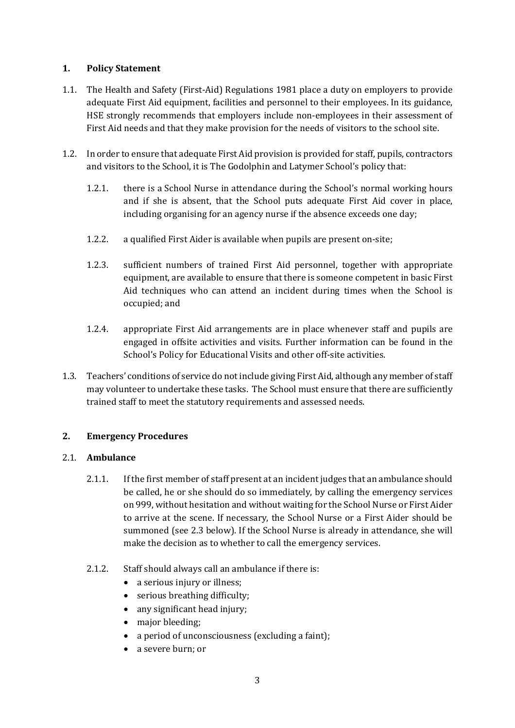## 1. Policy Statement

1.1. The Health and Safety (First-Aid) Regulations 1981 place a duty on employers to provide adequate First Aid equipment, facilities and personnel to their employees. In its guidance, HSE strongly recommends that employers include non-employees in their assessment of First Aid needs and that they make provision for the needs of visitors to the school site.

1.2. In order to ensure that adequate First Aid provision is provided for staff, pupils, contractors and visitors to the School, it is The Godolphin and Latymer School's policy that:

1.2.1. there is a School Nurse in attendance during the School's normal working hours and if she is absent, that the School puts adequate First Aid cover in place, including organising for an agency nurse if the absence exceeds one day;

1.2.2. a qualified First Aider is available when pupils are present on-site;

1.2.3. sufficient numbers of trained First Aid personnel, together with appropriate equipment, are available to ensure that there is someone competent in basic First Aid techniques who can attend an incident during times when the School is occupied; and

1.2.4. appropriate First Aid arrangements are in place whenever staff and pupils are engaged in offsite activities and visits. Further information can be found in the School's Policy for Educational Visits and other off-site activities.

1.3. Teachers' conditions of service do not include giving First Aid, although any member of staff may volunteer to undertake these tasks. The School must ensure that there are sufficiently trained staff to meet the statutory requirements and assessed needs.

## 2. Emergency Procedures

### 2.1. Ambulance

2.1.1. If the first member of staff present at an incident judges that an ambulance should be called, he or she should do so immediately, by calling the emergency services on 999, without hesitation and without waiting for the School Nurse or First Aider to arrive at the scene. If necessary, the School Nurse or a First Aider should be summoned (see 2.3 below). If the School Nurse is already in attendance, she will make the decision as to whether to call the emergency services.

2.1.2. Staff should always call an ambulance if there is:

- a serious injury or illness;
- serious breathing difficulty;
- any significant head injury;
- major bleeding;
- a period of unconsciousness (excluding a faint);
- a severe burn; or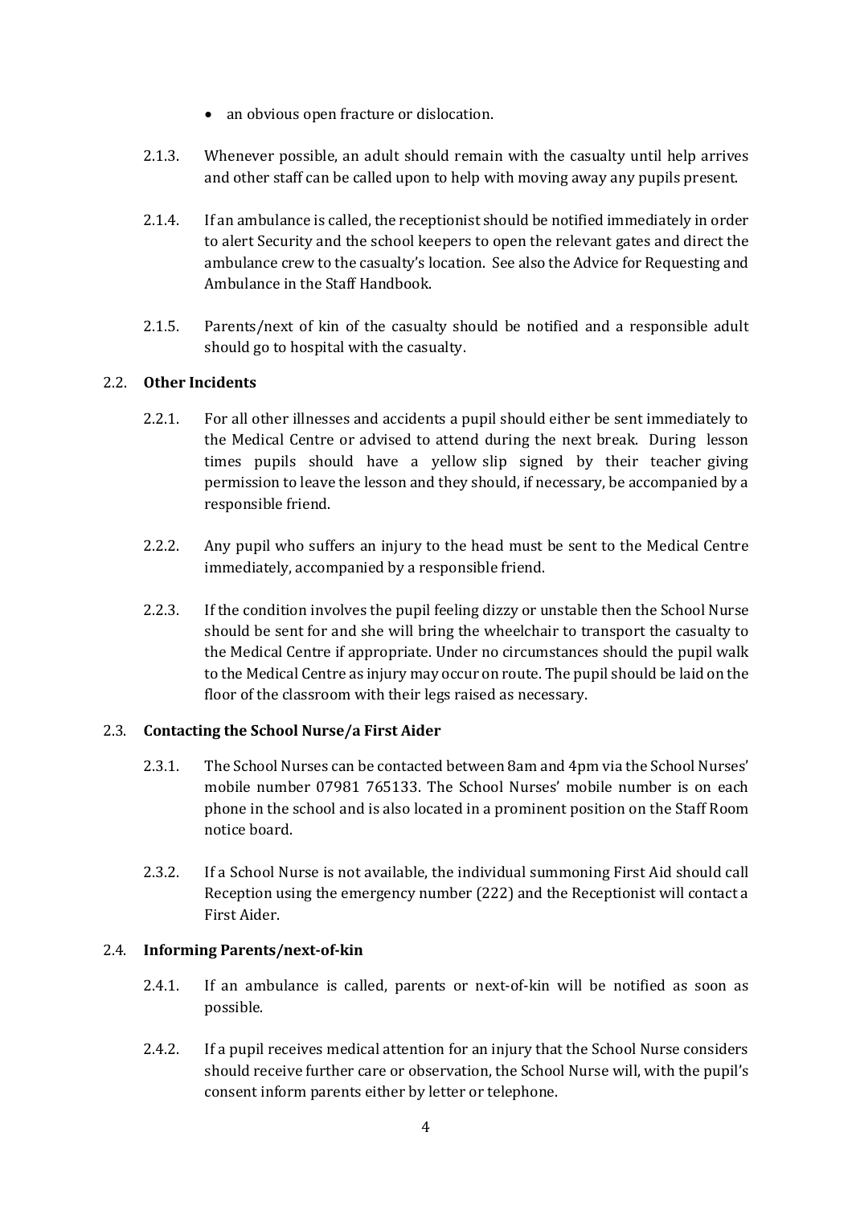- an obvious open fracture or dislocation.

2.1.3. Whenever possible, an adult should remain with the casualty until help arrives and other staff can be called upon to help with moving away any pupils present.

2.1.4. If an ambulance is called, the receptionist should be notified immediately in order to alert Security and the school keepers to open the relevant gates and direct the ambulance crew to the casualty's location. See also the Advice for Requesting and Ambulance in the Staff Handbook.

2.1.5. Parents/next of kin of the casualty should be notified and a responsible adult should go to hospital with the casualty.

### 2.2. Other Incidents

2.2.1. For all other illnesses and accidents a pupil should either be sent immediately to the Medical Centre or advised to attend during the next break. During lesson times pupils should have a yellow slip signed by their teacher giving permission to leave the lesson and they should, if necessary, be accompanied by a responsible friend.

2.2.2. Any pupil who suffers an injury to the head must be sent to the Medical Centre immediately, accompanied by a responsible friend.

2.2.3. If the condition involves the pupil feeling dizzy or unstable then the School Nurse should be sent for and she will bring the wheelchair to transport the casualty to the Medical Centre if appropriate. Under no circumstances should the pupil walk to the Medical Centre as injury may occur on route. The pupil should be laid on the floor of the classroom with their legs raised as necessary.

### 2.3. Contacting the School Nurse/a First Aider

2.3.1. The School Nurses can be contacted between 8am and 4pm via the School Nurses' mobile number 07981 765133. The School Nurses' mobile number is on each phone in the school and is also located in a prominent position on the Staff Room notice board.

2.3.2. If a School Nurse is not available, the individual summoning First Aid should call Reception using the emergency number (222) and the Receptionist will contact a First Aider.

### 2.4. Informing Parents/next-of-kin

2.4.1. If an ambulance is called, parents or next-of-kin will be notified as soon as possible.

2.4.2. If a pupil receives medical attention for an injury that the School Nurse considers should receive further care or observation, the School Nurse will, with the pupil's consent inform parents either by letter or telephone.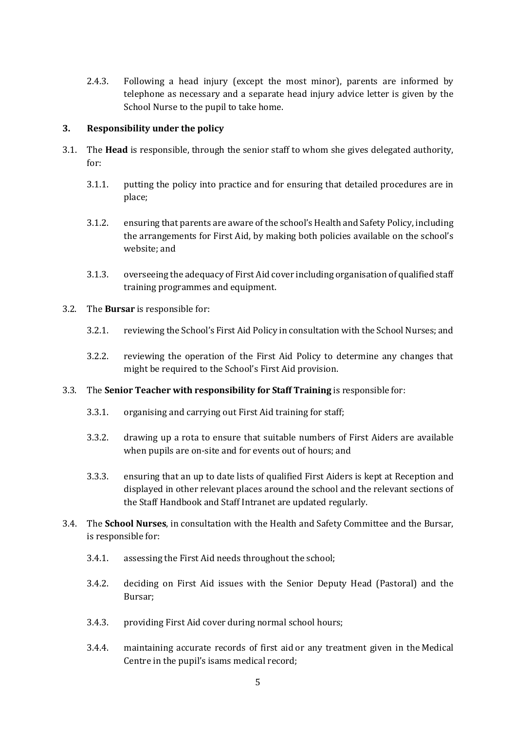2.4.3. Following a head injury (except the most minor), parents are informed by telephone as necessary and a separate head injury advice letter is given by the School Nurse to the pupil to take home.

## 3. Responsibility under the policy

3.1. The **Head** is responsible, through the senior staff to whom she gives delegated authority, for:

3.1.1. putting the policy into practice and for ensuring that detailed procedures are in place;

3.1.2. ensuring that parents are aware of the school's Health and Safety Policy, including the arrangements for First Aid, by making both policies available on the school's website; and

3.1.3. overseeing the adequacy of First Aid cover including organisation of qualified staff training programmes and equipment.

3.2. The **Bursar** is responsible for:

3.2.1. reviewing the School's First Aid Policy in consultation with the School Nurses; and

3.2.2. reviewing the operation of the First Aid Policy to determine any changes that might be required to the School's First Aid provision.

3.3. The **Senior Teacher with responsibility for Staff Training** is responsible for:

3.3.1. organising and carrying out First Aid training for staff;

3.3.2. drawing up a rota to ensure that suitable numbers of First Aiders are available when pupils are on-site and for events out of hours; and

3.3.3. ensuring that an up to date lists of qualified First Aiders is kept at Reception and displayed in other relevant places around the school and the relevant sections of the Staff Handbook and Staff Intranet are updated regularly.

3.4. The **School Nurses**, in consultation with the Health and Safety Committee and the Bursar, is responsible for:

3.4.1. assessing the First Aid needs throughout the school;

3.4.2. deciding on First Aid issues with the Senior Deputy Head (Pastoral) and the Bursar;

3.4.3. providing First Aid cover during normal school hours;

3.4.4. maintaining accurate records of first aid or any treatment given in the Medical Centre in the pupil's isams medical record;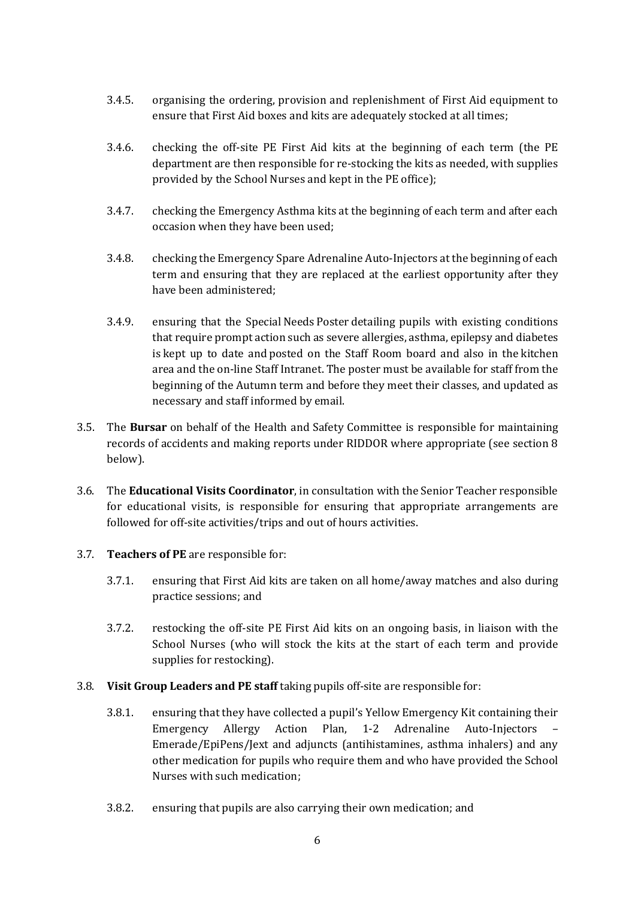3.4.5. organising the ordering, provision and replenishment of First Aid equipment to ensure that First Aid boxes and kits are adequately stocked at all times;

3.4.6. checking the off-site PE First Aid kits at the beginning of each term (the PE department are then responsible for re-stocking the kits as needed, with supplies provided by the School Nurses and kept in the PE office);

3.4.7. checking the Emergency Asthma kits at the beginning of each term and after each occasion when they have been used;

3.4.8. checking the Emergency Spare Adrenaline Auto-Injectors at the beginning of each term and ensuring that they are replaced at the earliest opportunity after they have been administered;

3.4.9. ensuring that the Special Needs Poster detailing pupils with existing conditions that require prompt action such as severe allergies, asthma, epilepsy and diabetes is kept up to date and posted on the Staff Room board and also in the kitchen area and the on-line Staff Intranet. The poster must be available for staff from the beginning of the Autumn term and before they meet their classes, and updated as necessary and staff informed by email.

3.5. The **Bursar** on behalf of the Health and Safety Committee is responsible for maintaining records of accidents and making reports under RIDDOR where appropriate (see section 8 below).

3.6. The **Educational Visits Coordinator**, in consultation with the Senior Teacher responsible for educational visits, is responsible for ensuring that appropriate arrangements are followed for off-site activities/trips and out of hours activities.

3.7. **Teachers of PE** are responsible for:

3.7.1. ensuring that First Aid kits are taken on all home/away matches and also during practice sessions; and

3.7.2. restocking the off-site PE First Aid kits on an ongoing basis, in liaison with the School Nurses (who will stock the kits at the start of each term and provide supplies for restocking).

3.8. **Visit Group Leaders and PE staff** taking pupils off-site are responsible for:

3.8.1. ensuring that they have collected a pupil's Yellow Emergency Kit containing their Emergency Allergy Action Plan, 1-2 Adrenaline Auto-Injectors – Emerade/EpiPens/Jext and adjuncts (antihistamines, asthma inhalers) and any other medication for pupils who require them and who have provided the School Nurses with such medication;

3.8.2. ensuring that pupils are also carrying their own medication; and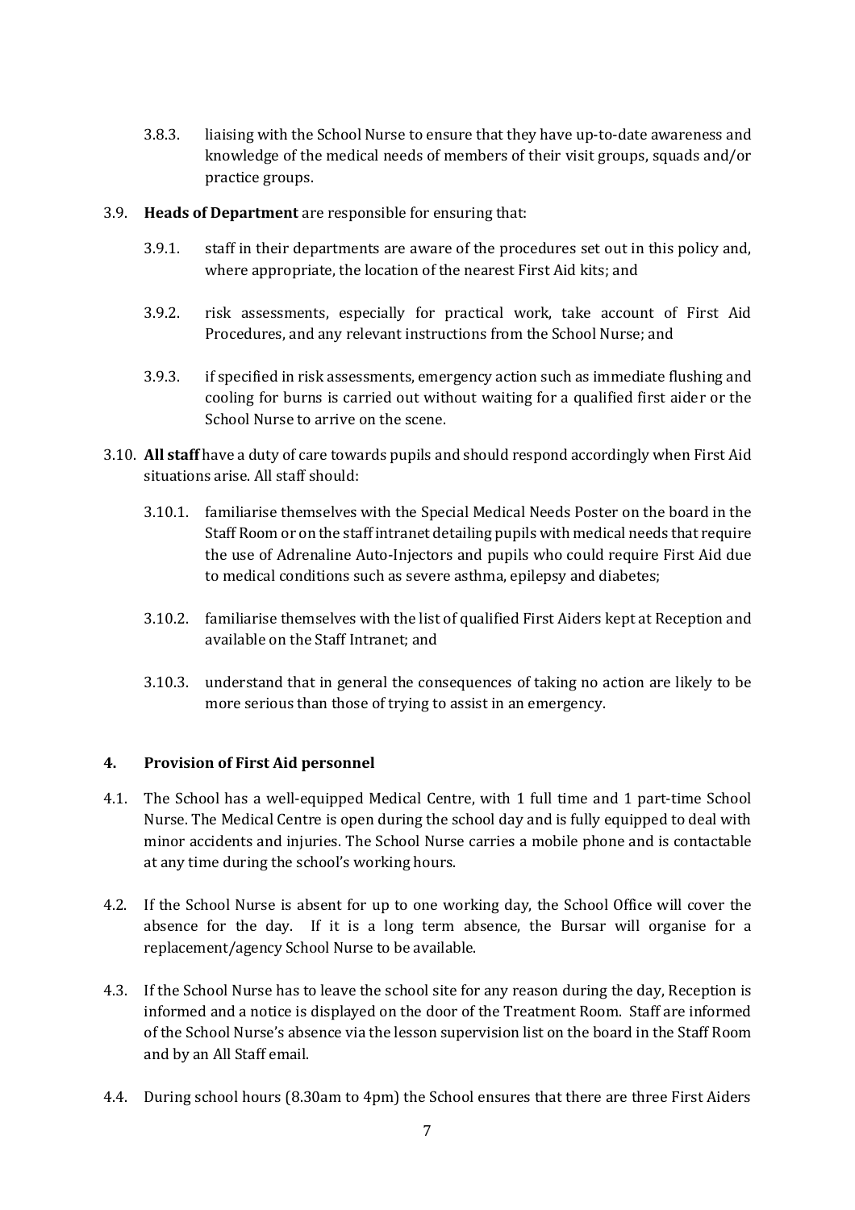3.8.3. liaising with the School Nurse to ensure that they have up-to-date awareness and knowledge of the medical needs of members of their visit groups, squads and/or practice groups.

3.9. **Heads of Department** are responsible for ensuring that:

3.9.1. staff in their departments are aware of the procedures set out in this policy and, where appropriate, the location of the nearest First Aid kits; and

3.9.2. risk assessments, especially for practical work, take account of First Aid Procedures, and any relevant instructions from the School Nurse; and

3.9.3. if specified in risk assessments, emergency action such as immediate flushing and cooling for burns is carried out without waiting for a qualified first aider or the School Nurse to arrive on the scene.

3.10. **All staff** have a duty of care towards pupils and should respond accordingly when First Aid situations arise. All staff should:

3.10.1. familiarise themselves with the Special Medical Needs Poster on the board in the Staff Room or on the staff intranet detailing pupils with medical needs that require the use of Adrenaline Auto-Injectors and pupils who could require First Aid due to medical conditions such as severe asthma, epilepsy and diabetes;

3.10.2. familiarise themselves with the list of qualified First Aiders kept at Reception and available on the Staff Intranet; and

3.10.3. understand that in general the consequences of taking no action are likely to be more serious than those of trying to assist in an emergency.

## 4. Provision of First Aid personnel

4.1. The School has a well-equipped Medical Centre, with 1 full time and 1 part-time School Nurse. The Medical Centre is open during the school day and is fully equipped to deal with minor accidents and injuries. The School Nurse carries a mobile phone and is contactable at any time during the school's working hours.

4.2. If the School Nurse is absent for up to one working day, the School Office will cover the absence for the day. If it is a long term absence, the Bursar will organise for a replacement/agency School Nurse to be available.

4.3. If the School Nurse has to leave the school site for any reason during the day, Reception is informed and a notice is displayed on the door of the Treatment Room. Staff are informed of the School Nurse's absence via the lesson supervision list on the board in the Staff Room and by an All Staff email.

4.4. During school hours (8.30am to 4pm) the School ensures that there are three First Aiders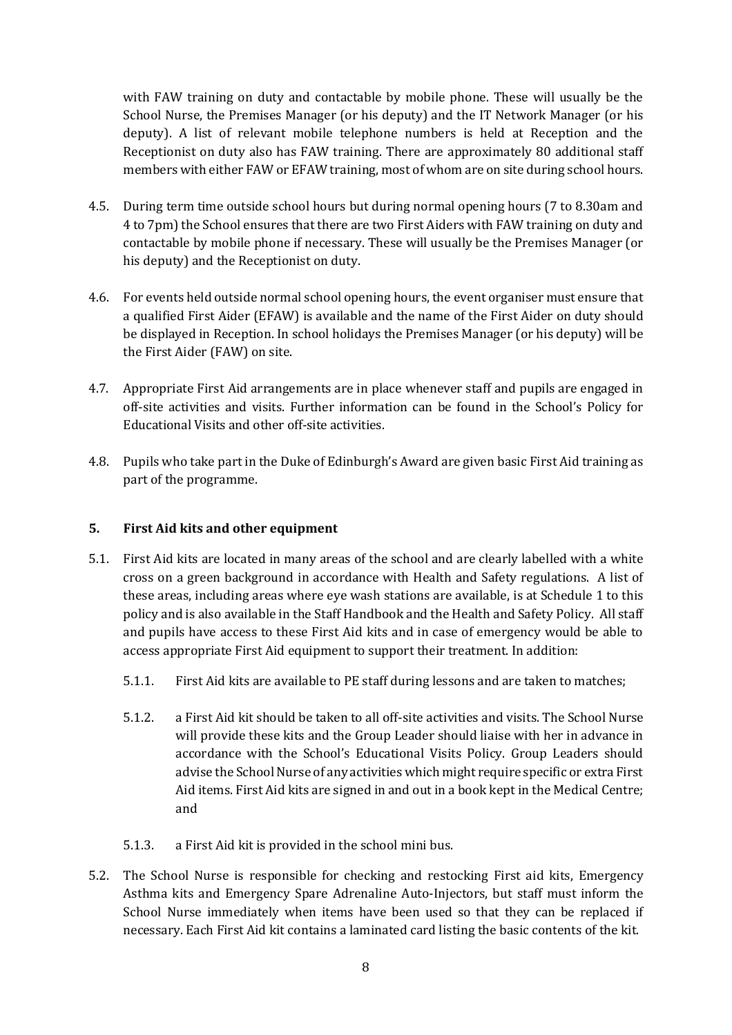with FAW training on duty and contactable by mobile phone. These will usually be the School Nurse, the Premises Manager (or his deputy) and the IT Network Manager (or his deputy). A list of relevant mobile telephone numbers is held at Reception and the Receptionist on duty also has FAW training. There are approximately 80 additional staff members with either FAW or EFAW training, most of whom are on site during school hours.

4.5. During term time outside school hours but during normal opening hours (7 to 8.30am and 4 to 7pm) the School ensures that there are two First Aiders with FAW training on duty and contactable by mobile phone if necessary. These will usually be the Premises Manager (or his deputy) and the Receptionist on duty.

4.6. For events held outside normal school opening hours, the event organiser must ensure that a qualified First Aider (EFAW) is available and the name of the First Aider on duty should be displayed in Reception. In school holidays the Premises Manager (or his deputy) will be the First Aider (FAW) on site.

4.7. Appropriate First Aid arrangements are in place whenever staff and pupils are engaged in off-site activities and visits. Further information can be found in the School's Policy for Educational Visits and other off-site activities.

4.8. Pupils who take part in the Duke of Edinburgh's Award are given basic First Aid training as part of the programme.

## 5. First Aid kits and other equipment

5.1. First Aid kits are located in many areas of the school and are clearly labelled with a white cross on a green background in accordance with Health and Safety regulations. A list of these areas, including areas where eye wash stations are available, is at Schedule 1 to this policy and is also available in the Staff Handbook and the Health and Safety Policy. All staff and pupils have access to these First Aid kits and in case of emergency would be able to access appropriate First Aid equipment to support their treatment. In addition:

5.1.1. First Aid kits are available to PE staff during lessons and are taken to matches;

5.1.2. a First Aid kit should be taken to all off-site activities and visits. The School Nurse will provide these kits and the Group Leader should liaise with her in advance in accordance with the School's Educational Visits Policy. Group Leaders should advise the School Nurse of any activities which might require specific or extra First Aid items. First Aid kits are signed in and out in a book kept in the Medical Centre; and

5.1.3. a First Aid kit is provided in the school mini bus.

5.2. The School Nurse is responsible for checking and restocking First aid kits, Emergency Asthma kits and Emergency Spare Adrenaline Auto-Injectors, but staff must inform the School Nurse immediately when items have been used so that they can be replaced if necessary. Each First Aid kit contains a laminated card listing the basic contents of the kit.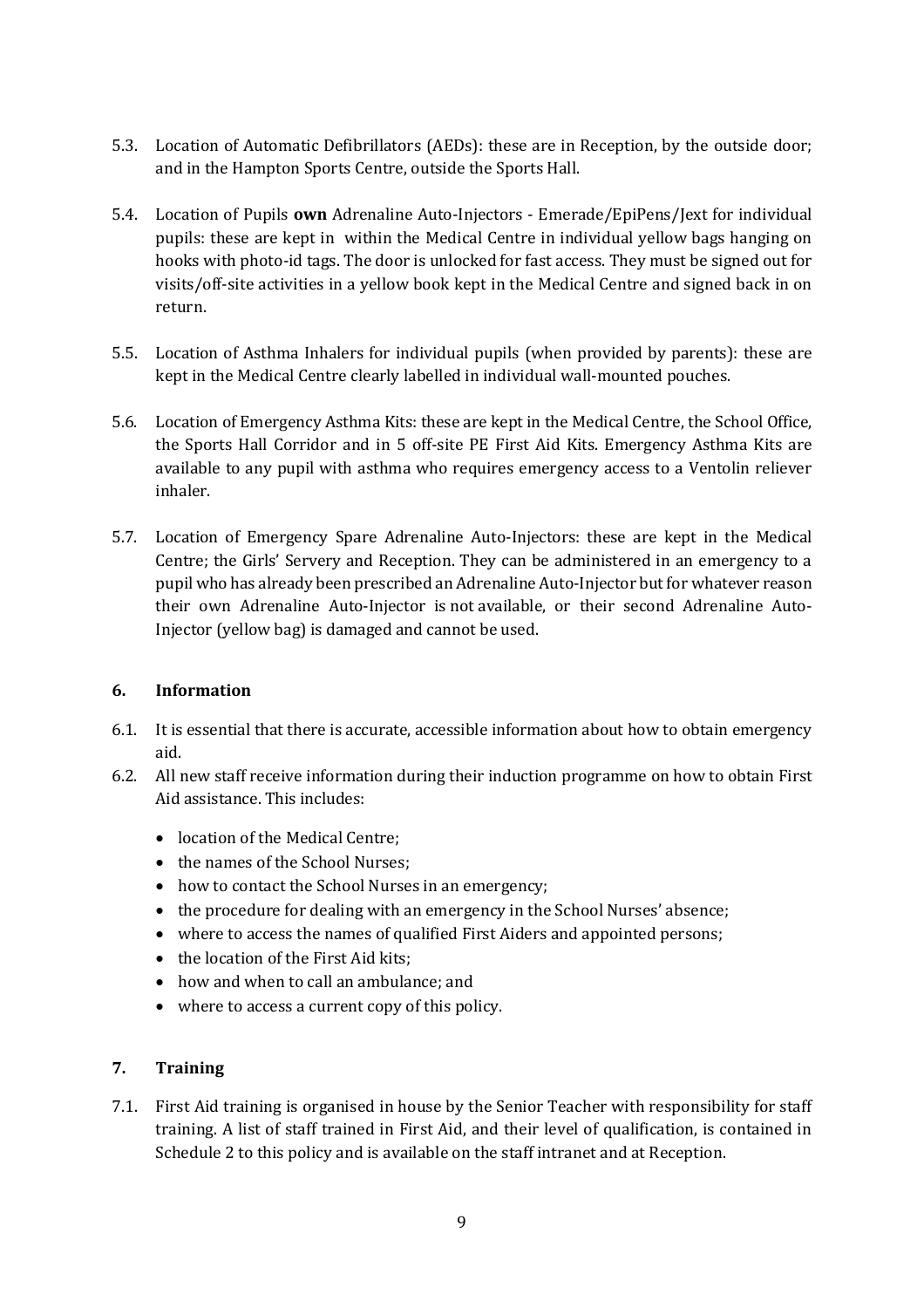5.3. Location of Automatic Defibrillators (AEDs): these are in Reception, by the outside door; and in the Hampton Sports Centre, outside the Sports Hall.

5.4. Location of Pupils **own** Adrenaline Auto-Injectors - Emerade/EpiPens/Jext for individual pupils: these are kept in within the Medical Centre in individual yellow bags hanging on hooks with photo-id tags. The door is unlocked for fast access. They must be signed out for visits/off-site activities in a yellow book kept in the Medical Centre and signed back in on return.

5.5. Location of Asthma Inhalers for individual pupils (when provided by parents): these are kept in the Medical Centre clearly labelled in individual wall-mounted pouches.

5.6. Location of Emergency Asthma Kits: these are kept in the Medical Centre, the School Office, the Sports Hall Corridor and in 5 off-site PE First Aid Kits. Emergency Asthma Kits are available to any pupil with asthma who requires emergency access to a Ventolin reliever inhaler.

5.7. Location of Emergency Spare Adrenaline Auto-Injectors: these are kept in the Medical Centre; the Girls' Servery and Reception. They can be administered in an emergency to a pupil who has already been prescribed an Adrenaline Auto-Injector but for whatever reason their own Adrenaline Auto-Injector is not available, or their second Adrenaline Auto-Injector (yellow bag) is damaged and cannot be used.

## 6. Information

6.1. It is essential that there is accurate, accessible information about how to obtain emergency aid.

6.2. All new staff receive information during their induction programme on how to obtain First Aid assistance. This includes:

- location of the Medical Centre;
- the names of the School Nurses;
- how to contact the School Nurses in an emergency;
- the procedure for dealing with an emergency in the School Nurses' absence;
- where to access the names of qualified First Aiders and appointed persons;
- the location of the First Aid kits;
- how and when to call an ambulance; and
- where to access a current copy of this policy.

## 7. Training

7.1. First Aid training is organised in house by the Senior Teacher with responsibility for staff training. A list of staff trained in First Aid, and their level of qualification, is contained in Schedule 2 to this policy and is available on the staff intranet and at Reception.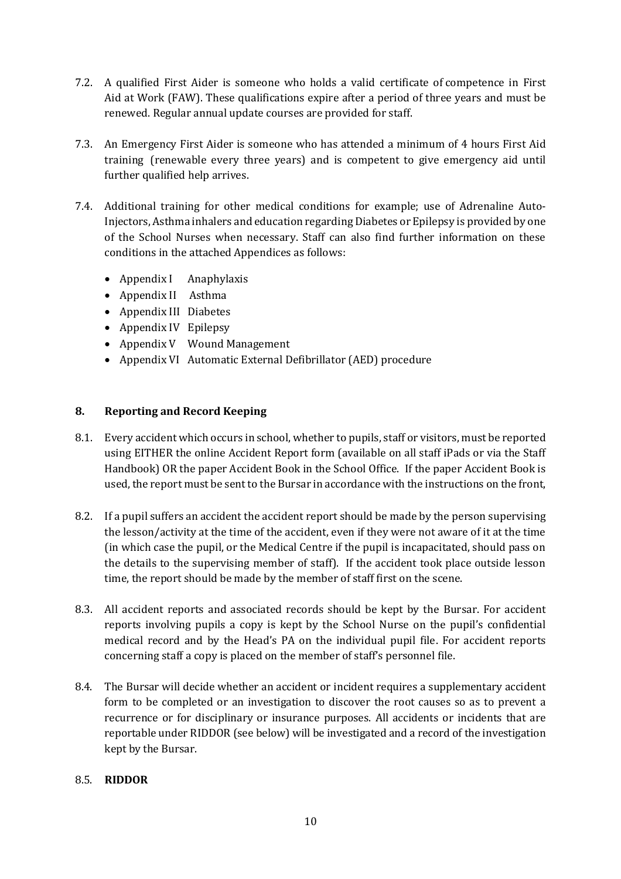7.2. A qualified First Aider is someone who holds a valid certificate of competence in First Aid at Work (FAW). These qualifications expire after a period of three years and must be renewed. Regular annual update courses are provided for staff.

7.3. An Emergency First Aider is someone who has attended a minimum of 4 hours First Aid training (renewable every three years) and is competent to give emergency aid until further qualified help arrives.

7.4. Additional training for other medical conditions for example; use of Adrenaline Auto-Injectors, Asthma inhalers and education regarding Diabetes or Epilepsy is provided by one of the School Nurses when necessary. Staff can also find further information on these conditions in the attached Appendices as follows:

- Appendix I Anaphylaxis
- Appendix II Asthma
- Appendix III Diabetes
- Appendix IV Epilepsy
- Appendix V Wound Management
- Appendix VI Automatic External Defibrillator (AED) procedure

## 8. Reporting and Record Keeping

8.1. Every accident which occurs in school, whether to pupils, staff or visitors, must be reported using EITHER the online Accident Report form (available on all staff iPads or via the Staff Handbook) OR the paper Accident Book in the School Office. If the paper Accident Book is used, the report must be sent to the Bursar in accordance with the instructions on the front,

8.2. If a pupil suffers an accident the accident report should be made by the person supervising the lesson/activity at the time of the accident, even if they were not aware of it at the time (in which case the pupil, or the Medical Centre if the pupil is incapacitated, should pass on the details to the supervising member of staff). If the accident took place outside lesson time, the report should be made by the member of staff first on the scene.

8.3. All accident reports and associated records should be kept by the Bursar. For accident reports involving pupils a copy is kept by the School Nurse on the pupil's confidential medical record and by the Head's PA on the individual pupil file. For accident reports concerning staff a copy is placed on the member of staff's personnel file.

8.4. The Bursar will decide whether an accident or incident requires a supplementary accident form to be completed or an investigation to discover the root causes so as to prevent a recurrence or for disciplinary or insurance purposes. All accidents or incidents that are reportable under RIDDOR (see below) will be investigated and a record of the investigation kept by the Bursar.

8.5. **RIDDOR**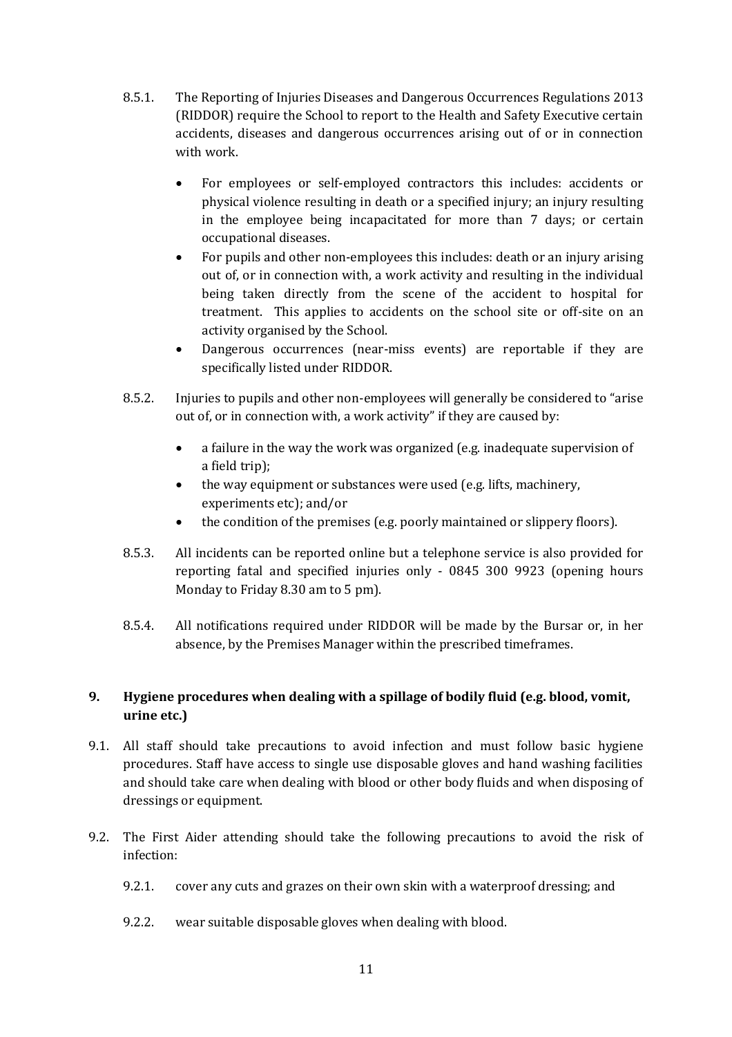8.5.1. The Reporting of Injuries Diseases and Dangerous Occurrences Regulations 2013 (RIDDOR) require the School to report to the Health and Safety Executive certain accidents, diseases and dangerous occurrences arising out of or in connection with work.

- For employees or self-employed contractors this includes: accidents or physical violence resulting in death or a specified injury; an injury resulting in the employee being incapacitated for more than 7 days; or certain occupational diseases.
- For pupils and other non-employees this includes: death or an injury arising out of, or in connection with, a work activity and resulting in the individual being taken directly from the scene of the accident to hospital for treatment. This applies to accidents on the school site or off-site on an activity organised by the School.
- Dangerous occurrences (near-miss events) are reportable if they are specifically listed under RIDDOR.

8.5.2. Injuries to pupils and other non-employees will generally be considered to "arise out of, or in connection with, a work activity" if they are caused by:

- a failure in the way the work was organized (e.g. inadequate supervision of a field trip);
- the way equipment or substances were used (e.g. lifts, machinery, experiments etc); and/or
- the condition of the premises (e.g. poorly maintained or slippery floors).

8.5.3. All incidents can be reported online but a telephone service is also provided for reporting fatal and specified injuries only - 0845 300 9923 (opening hours Monday to Friday 8.30 am to 5 pm).

8.5.4. All notifications required under RIDDOR will be made by the Bursar or, in her absence, by the Premises Manager within the prescribed timeframes.

## 9. Hygiene procedures when dealing with a spillage of bodily fluid (e.g. blood, vomit, urine etc.)

9.1. All staff should take precautions to avoid infection and must follow basic hygiene procedures. Staff have access to single use disposable gloves and hand washing facilities and should take care when dealing with blood or other body fluids and when disposing of dressings or equipment.

9.2. The First Aider attending should take the following precautions to avoid the risk of infection:

9.2.1. cover any cuts and grazes on their own skin with a waterproof dressing; and

9.2.2. wear suitable disposable gloves when dealing with blood.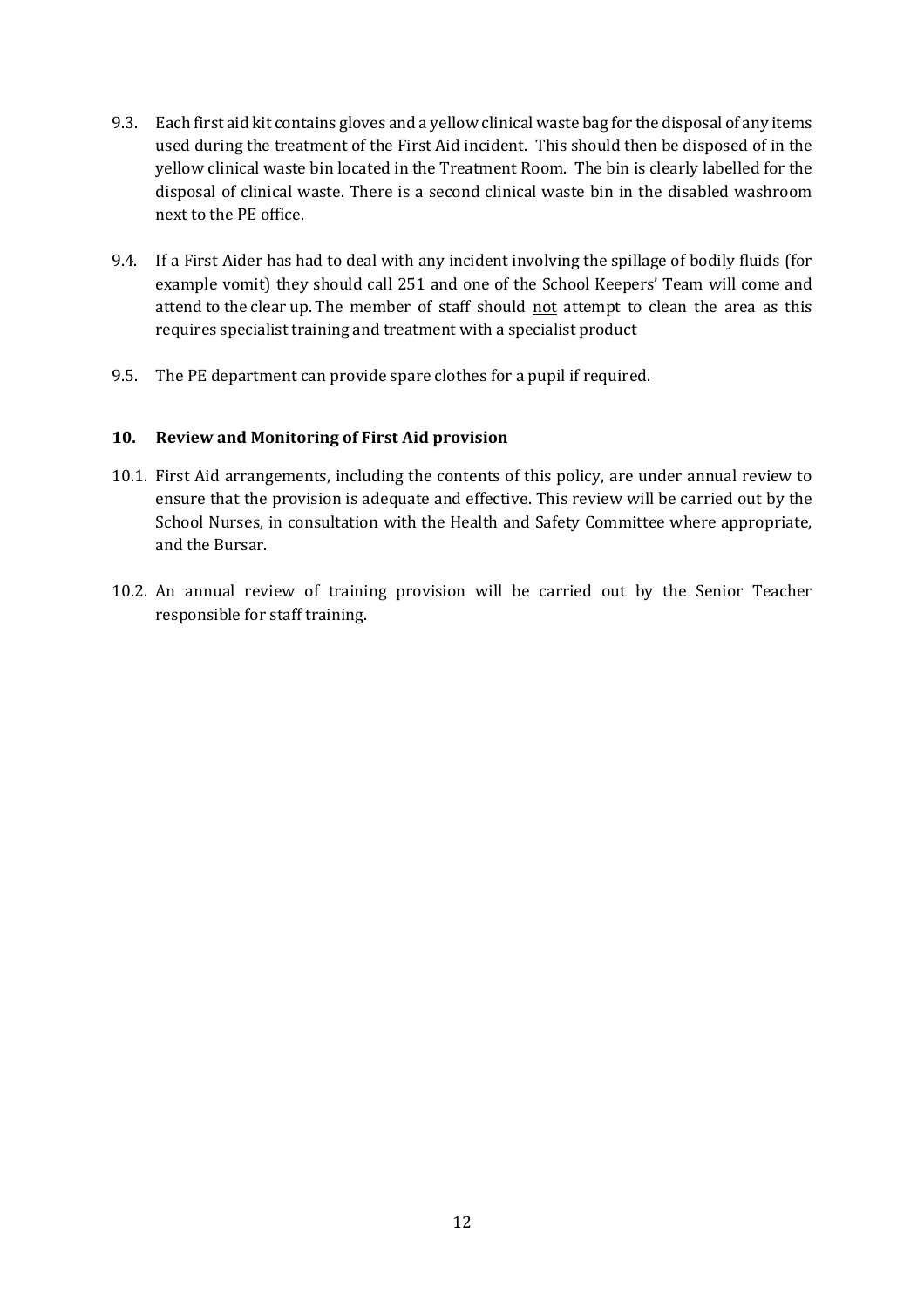9.3. Each first aid kit contains gloves and a yellow clinical waste bag for the disposal of any items used during the treatment of the First Aid incident. This should then be disposed of in the yellow clinical waste bin located in the Treatment Room. The bin is clearly labelled for the disposal of clinical waste. There is a second clinical waste bin in the disabled washroom next to the PE office.

9.4. If a First Aider has had to deal with any incident involving the spillage of bodily fluids (for example vomit) they should call 251 and one of the School Keepers' Team will come and attend to the clear up. The member of staff should <u>not</u> attempt to clean the area as this requires specialist training and treatment with a specialist product

9.5. The PE department can provide spare clothes for a pupil if required.

## 10. Review and Monitoring of First Aid provision

10.1. First Aid arrangements, including the contents of this policy, are under annual review to ensure that the provision is adequate and effective. This review will be carried out by the School Nurses, in consultation with the Health and Safety Committee where appropriate, and the Bursar.

10.2. An annual review of training provision will be carried out by the Senior Teacher responsible for staff training.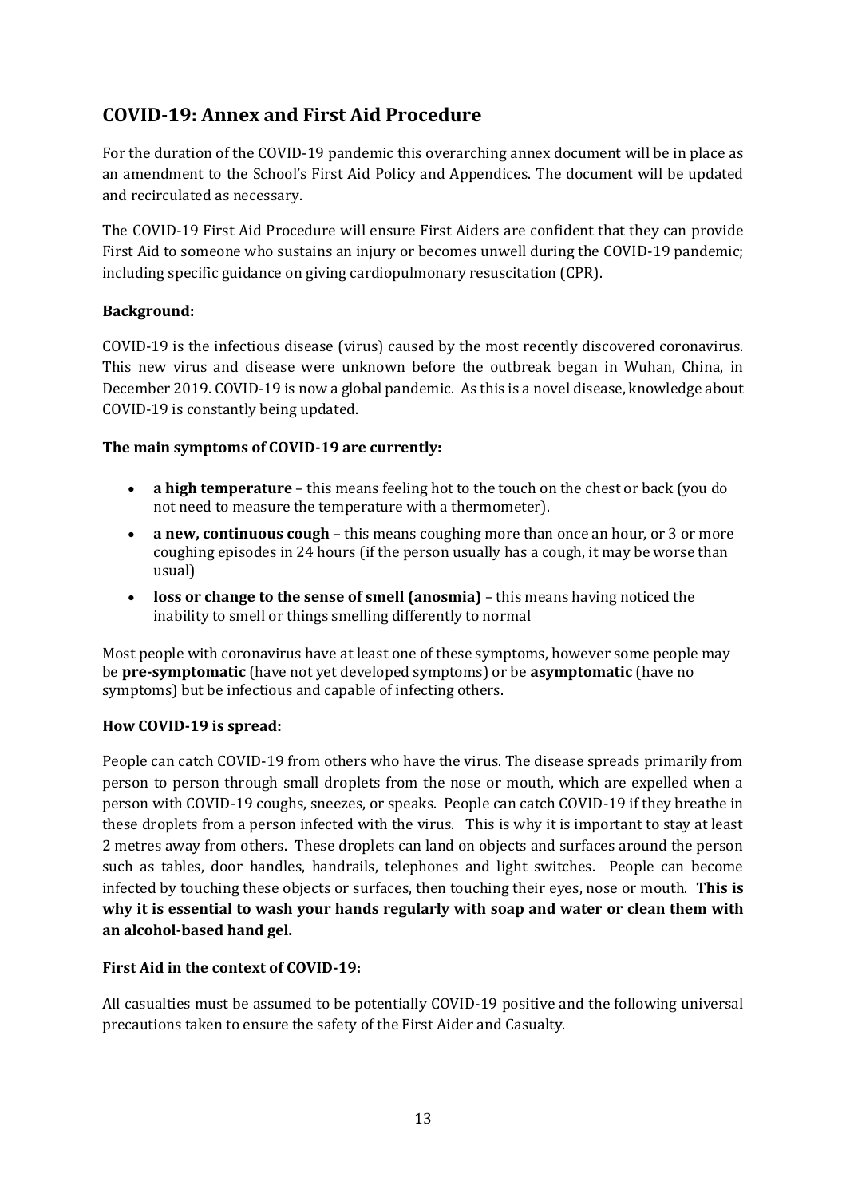## COVID-19: Annex and First Aid Procedure

For the duration of the COVID-19 pandemic this overarching annex document will be in place as an amendment to the School's First Aid Policy and Appendices. The document will be updated and recirculated as necessary.

The COVID-19 First Aid Procedure will ensure First Aiders are confident that they can provide First Aid to someone who sustains an injury or becomes unwell during the COVID-19 pandemic; including specific guidance on giving cardiopulmonary resuscitation (CPR).

**Background:**

COVID-19 is the infectious disease (virus) caused by the most recently discovered coronavirus. This new virus and disease were unknown before the outbreak began in Wuhan, China, in December 2019. COVID-19 is now a global pandemic. As this is a novel disease, knowledge about COVID-19 is constantly being updated.

**The main symptoms of COVID-19 are currently:**

- **a high temperature** – this means feeling hot to the touch on the chest or back (you do not need to measure the temperature with a thermometer).
- **a new, continuous cough** – this means coughing more than once an hour, or 3 or more coughing episodes in 24 hours (if the person usually has a cough, it may be worse than usual)
- **loss or change to the sense of smell (anosmia)** – this means having noticed the inability to smell or things smelling differently to normal

Most people with coronavirus have at least one of these symptoms, however some people may be **pre-symptomatic** (have not yet developed symptoms) or be **asymptomatic** (have no symptoms) but be infectious and capable of infecting others.

**How COVID-19 is spread:**

People can catch COVID-19 from others who have the virus. The disease spreads primarily from person to person through small droplets from the nose or mouth, which are expelled when a person with COVID-19 coughs, sneezes, or speaks. People can catch COVID-19 if they breathe in these droplets from a person infected with the virus. This is why it is important to stay at least 2 metres away from others. These droplets can land on objects and surfaces around the person such as tables, door handles, handrails, telephones and light switches. People can become infected by touching these objects or surfaces, then touching their eyes, nose or mouth. **This is why it is essential to wash your hands regularly with soap and water or clean them with an alcohol-based hand gel.**

**First Aid in the context of COVID-19:**

All casualties must be assumed to be potentially COVID-19 positive and the following universal precautions taken to ensure the safety of the First Aider and Casualty.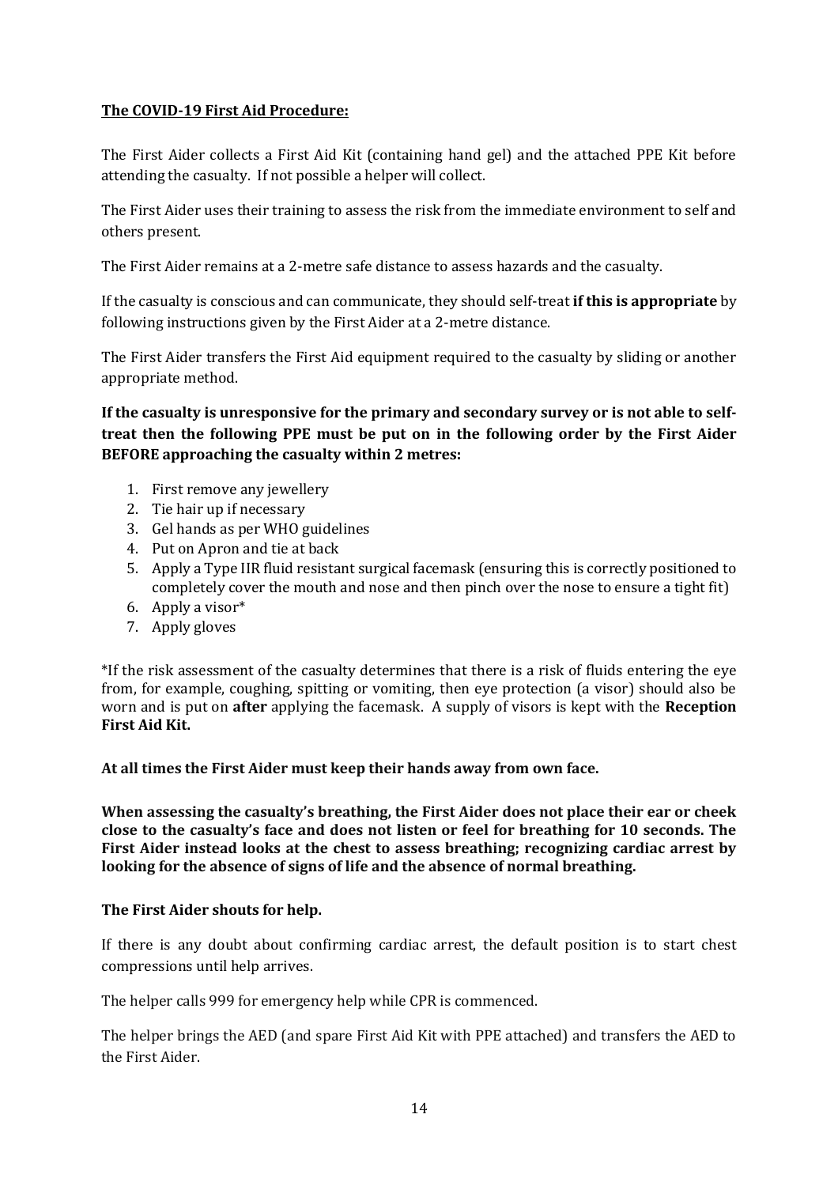**The COVID-19 First Aid Procedure:**

The First Aider collects a First Aid Kit (containing hand gel) and the attached PPE Kit before attending the casualty. If not possible a helper will collect.

The First Aider uses their training to assess the risk from the immediate environment to self and others present.

The First Aider remains at a 2-metre safe distance to assess hazards and the casualty.

If the casualty is conscious and can communicate, they should self-treat **if this is appropriate** by following instructions given by the First Aider at a 2-metre distance.

The First Aider transfers the First Aid equipment required to the casualty by sliding or another appropriate method.

**If the casualty is unresponsive for the primary and secondary survey or is not able to self-treat then the following PPE must be put on in the following order by the First Aider BEFORE approaching the casualty within 2 metres:**

1. First remove any jewellery
2. Tie hair up if necessary
3. Gel hands as per WHO guidelines
4. Put on Apron and tie at back
5. Apply a Type IIR fluid resistant surgical facemask (ensuring this is correctly positioned to completely cover the mouth and nose and then pinch over the nose to ensure a tight fit)
6. Apply a visor*
7. Apply gloves

*If the risk assessment of the casualty determines that there is a risk of fluids entering the eye from, for example, coughing, spitting or vomiting, then eye protection (a visor) should also be worn and is put on **after** applying the facemask. A supply of visors is kept with the **Reception First Aid Kit.**

**At all times the First Aider must keep their hands away from own face.**

**When assessing the casualty's breathing, the First Aider does not place their ear or cheek close to the casualty's face and does not listen or feel for breathing for 10 seconds. The First Aider instead looks at the chest to assess breathing; recognizing cardiac arrest by looking for the absence of signs of life and the absence of normal breathing.**

**The First Aider shouts for help.**

If there is any doubt about confirming cardiac arrest, the default position is to start chest compressions until help arrives.

The helper calls 999 for emergency help while CPR is commenced.

The helper brings the AED (and spare First Aid Kit with PPE attached) and transfers the AED to the First Aider.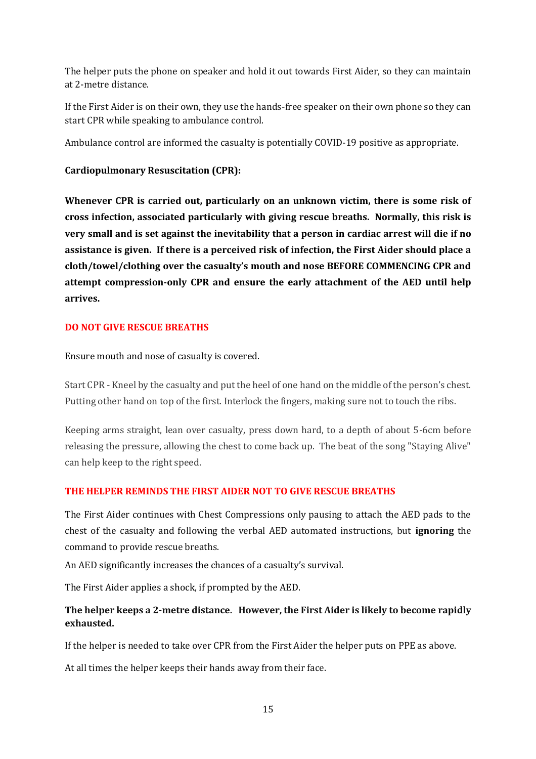The helper puts the phone on speaker and hold it out towards First Aider, so they can maintain at 2-metre distance.

If the First Aider is on their own, they use the hands-free speaker on their own phone so they can start CPR while speaking to ambulance control.

Ambulance control are informed the casualty is potentially COVID-19 positive as appropriate.

**Cardiopulmonary Resuscitation (CPR):**

**Whenever CPR is carried out, particularly on an unknown victim, there is some risk of cross infection, associated particularly with giving rescue breaths. Normally, this risk is very small and is set against the inevitability that a person in cardiac arrest will die if no assistance is given. If there is a perceived risk of infection, the First Aider should place a cloth/towel/clothing over the casualty's mouth and nose BEFORE COMMENCING CPR and attempt compression-only CPR and ensure the early attachment of the AED until help arrives.**

**DO NOT GIVE RESCUE BREATHS**

Ensure mouth and nose of casualty is covered.

Start CPR - Kneel by the casualty and put the heel of one hand on the middle of the person's chest. Putting other hand on top of the first. Interlock the fingers, making sure not to touch the ribs.

Keeping arms straight, lean over casualty, press down hard, to a depth of about 5-6cm before releasing the pressure, allowing the chest to come back up. The beat of the song "Staying Alive" can help keep to the right speed.

**THE HELPER REMINDS THE FIRST AIDER NOT TO GIVE RESCUE BREATHS**

The First Aider continues with Chest Compressions only pausing to attach the AED pads to the chest of the casualty and following the verbal AED automated instructions, but **ignoring** the command to provide rescue breaths.

An AED significantly increases the chances of a casualty's survival.

The First Aider applies a shock, if prompted by the AED.

**The helper keeps a 2-metre distance. However, the First Aider is likely to become rapidly exhausted.**

If the helper is needed to take over CPR from the First Aider the helper puts on PPE as above.

At all times the helper keeps their hands away from their face.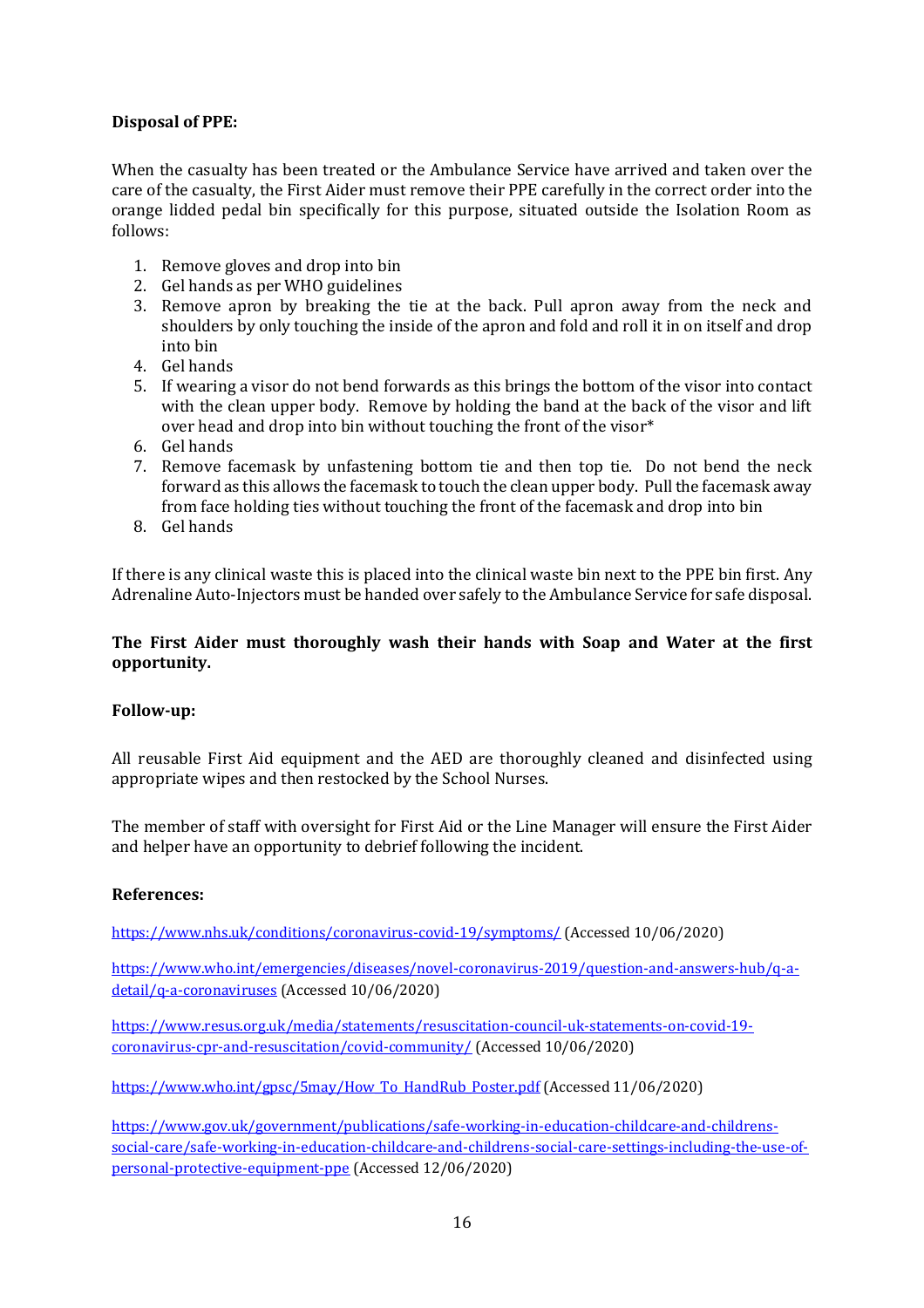**Disposal of PPE:**

When the casualty has been treated or the Ambulance Service have arrived and taken over the care of the casualty, the First Aider must remove their PPE carefully in the correct order into the orange lidded pedal bin specifically for this purpose, situated outside the Isolation Room as follows:

1. Remove gloves and drop into bin
2. Gel hands as per WHO guidelines
3. Remove apron by breaking the tie at the back. Pull apron away from the neck and shoulders by only touching the inside of the apron and fold and roll it in on itself and drop into bin
4. Gel hands
5. If wearing a visor do not bend forwards as this brings the bottom of the visor into contact with the clean upper body. Remove by holding the band at the back of the visor and lift over head and drop into bin without touching the front of the visor*
6. Gel hands
7. Remove facemask by unfastening bottom tie and then top tie. Do not bend the neck forward as this allows the facemask to touch the clean upper body. Pull the facemask away from face holding ties without touching the front of the facemask and drop into bin
8. Gel hands

If there is any clinical waste this is placed into the clinical waste bin next to the PPE bin first. Any Adrenaline Auto-Injectors must be handed over safely to the Ambulance Service for safe disposal.

**The First Aider must thoroughly wash their hands with Soap and Water at the first opportunity.**

**Follow-up:**

All reusable First Aid equipment and the AED are thoroughly cleaned and disinfected using appropriate wipes and then restocked by the School Nurses.

The member of staff with oversight for First Aid or the Line Manager will ensure the First Aider and helper have an opportunity to debrief following the incident.

**References:**

https://www.nhs.uk/conditions/coronavirus-covid-19/symptoms/ (Accessed 10/06/2020)

https://www.who.int/emergencies/diseases/novel-coronavirus-2019/question-and-answers-hub/q-a-detail/q-a-coronaviruses (Accessed 10/06/2020)

https://www.resus.org.uk/media/statements/resuscitation-council-uk-statements-on-covid-19-coronavirus-cpr-and-resuscitation/covid-community/ (Accessed 10/06/2020)

https://www.who.int/gpsc/5may/How_To_HandRub_Poster.pdf (Accessed 11/06/2020)

https://www.gov.uk/government/publications/safe-working-in-education-childcare-and-childrens-social-care/safe-working-in-education-childcare-and-childrens-social-care-settings-including-the-use-of-personal-protective-equipment-ppe (Accessed 12/06/2020)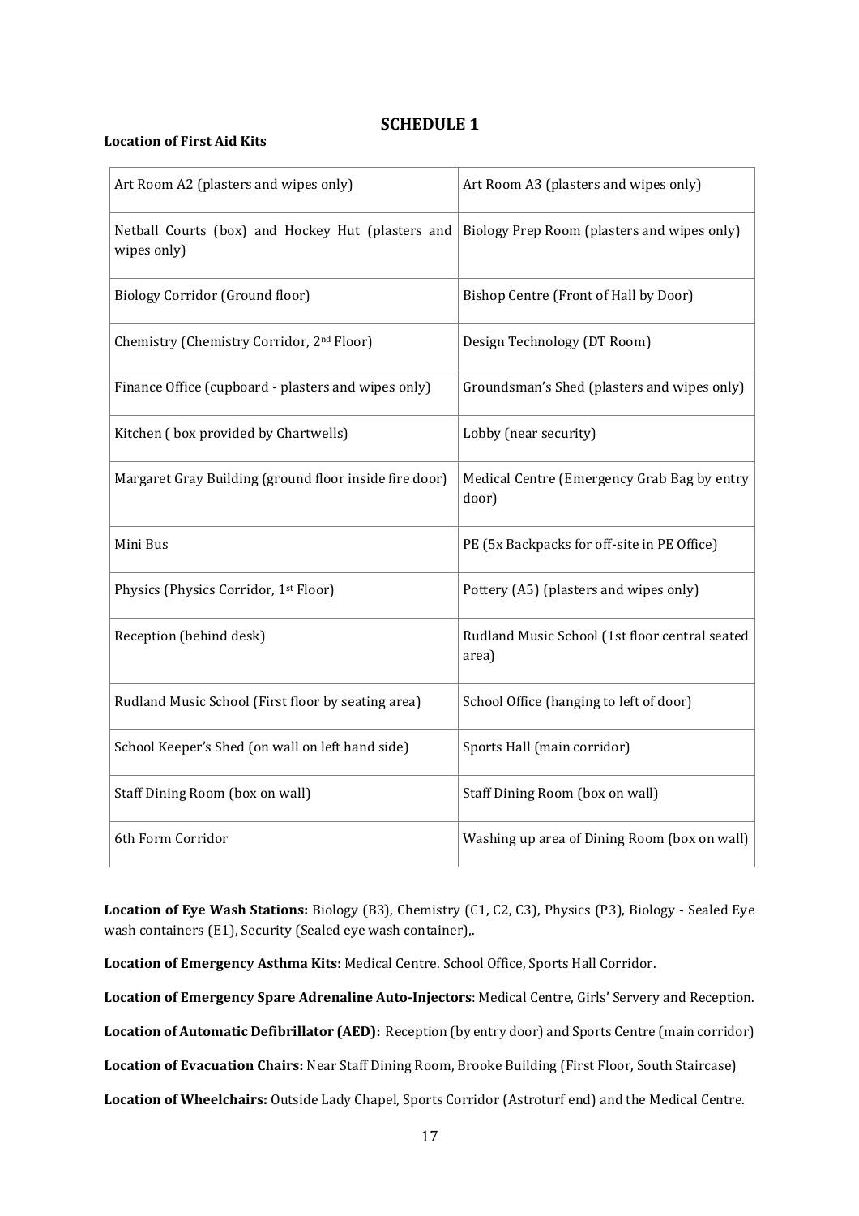# SCHEDULE 1

**Location of First Aid Kits**

| | |
|---|---|
| Art Room A2 (plasters and wipes only) | Art Room A3 (plasters and wipes only) |
| Netball Courts (box) and Hockey Hut (plasters and wipes only) | Biology Prep Room (plasters and wipes only) |
| Biology Corridor (Ground floor) | Bishop Centre (Front of Hall by Door) |
| Chemistry (Chemistry Corridor, 2nd Floor) | Design Technology (DT Room) |
| Finance Office (cupboard - plasters and wipes only) | Groundsman's Shed (plasters and wipes only) |
| Kitchen ( box provided by Chartwells) | Lobby (near security) |
| Margaret Gray Building (ground floor inside fire door) | Medical Centre (Emergency Grab Bag by entry door) |
| Mini Bus | PE (5x Backpacks for off-site in PE Office) |
| Physics (Physics Corridor, 1st Floor) | Pottery (A5) (plasters and wipes only) |
| Reception (behind desk) | Rudland Music School (1st floor central seated area) |
| Rudland Music School (First floor by seating area) | School Office (hanging to left of door) |
| School Keeper's Shed (on wall on left hand side) | Sports Hall (main corridor) |
| Staff Dining Room (box on wall) | Staff Dining Room (box on wall) |
| 6th Form Corridor | Washing up area of Dining Room (box on wall) |

**Location of Eye Wash Stations:** Biology (B3), Chemistry (C1, C2, C3), Physics (P3), Biology - Sealed Eye wash containers (E1), Security (Sealed eye wash container),.

**Location of Emergency Asthma Kits:** Medical Centre. School Office, Sports Hall Corridor.

**Location of Emergency Spare Adrenaline Auto-Injectors**: Medical Centre, Girls' Servery and Reception.

**Location of Automatic Defibrillator (AED):** Reception (by entry door) and Sports Centre (main corridor)

**Location of Evacuation Chairs:** Near Staff Dining Room, Brooke Building (First Floor, South Staircase)

**Location of Wheelchairs:** Outside Lady Chapel, Sports Corridor (Astroturf end) and the Medical Centre.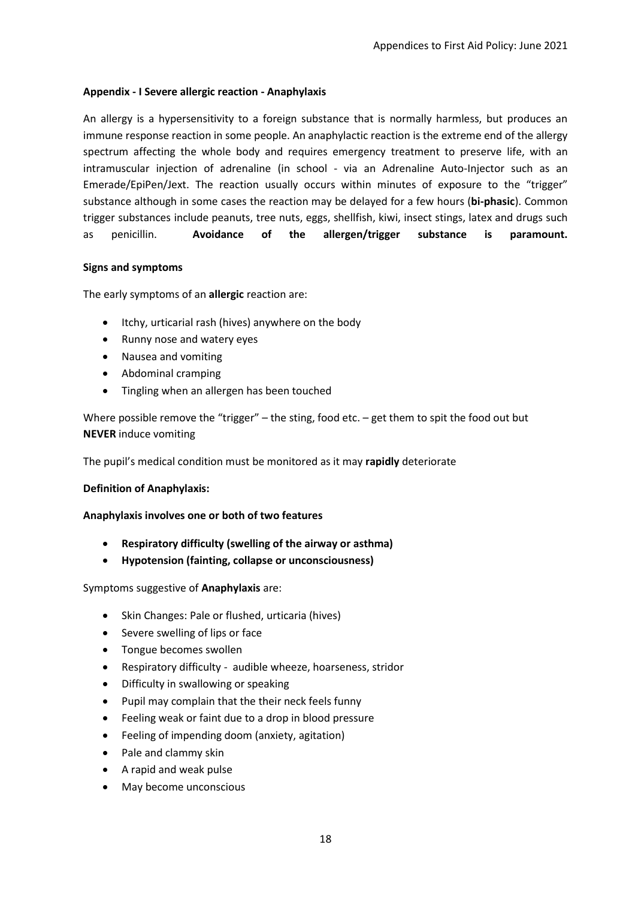### Appendix - I Severe allergic reaction - Anaphylaxis

An allergy is a hypersensitivity to a foreign substance that is normally harmless, but produces an immune response reaction in some people. An anaphylactic reaction is the extreme end of the allergy spectrum affecting the whole body and requires emergency treatment to preserve life, with an intramuscular injection of adrenaline (in school - via an Adrenaline Auto-Injector such as an Emerade/EpiPen/Jext. The reaction usually occurs within minutes of exposure to the "trigger" substance although in some cases the reaction may be delayed for a few hours (**bi-phasic**). Common trigger substances include peanuts, tree nuts, eggs, shellfish, kiwi, insect stings, latex and drugs such as penicillin. **Avoidance of the allergen/trigger substance is paramount.**

**Signs and symptoms**

The early symptoms of an **allergic** reaction are:

- Itchy, urticarial rash (hives) anywhere on the body
- Runny nose and watery eyes
- Nausea and vomiting
- Abdominal cramping
- Tingling when an allergen has been touched

Where possible remove the "trigger" – the sting, food etc. – get them to spit the food out but **NEVER** induce vomiting

The pupil's medical condition must be monitored as it may **rapidly** deteriorate

**Definition of Anaphylaxis:**

**Anaphylaxis involves one or both of two features**

- **Respiratory difficulty (swelling of the airway or asthma)**
- **Hypotension (fainting, collapse or unconsciousness)**

Symptoms suggestive of **Anaphylaxis** are:

- Skin Changes: Pale or flushed, urticaria (hives)
- Severe swelling of lips or face
- Tongue becomes swollen
- Respiratory difficulty - audible wheeze, hoarseness, stridor
- Difficulty in swallowing or speaking
- Pupil may complain that the their neck feels funny
- Feeling weak or faint due to a drop in blood pressure
- Feeling of impending doom (anxiety, agitation)
- Pale and clammy skin
- A rapid and weak pulse
- May become unconscious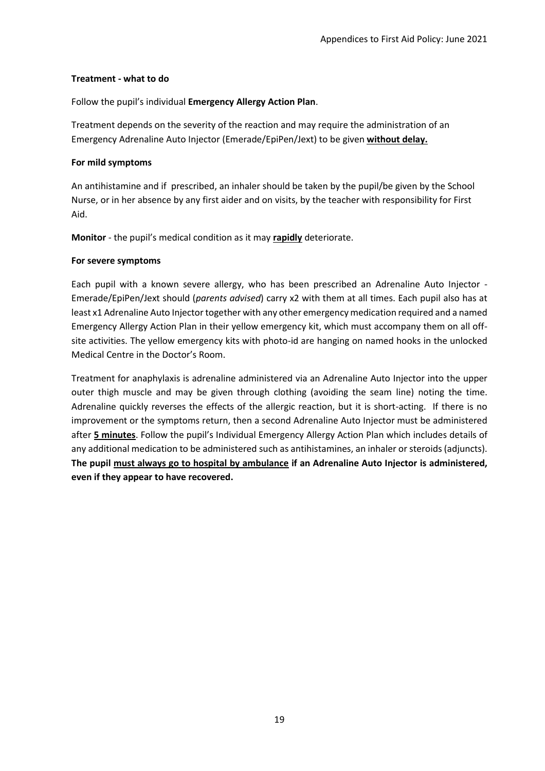**Treatment - what to do**

Follow the pupil's individual **Emergency Allergy Action Plan**.

Treatment depends on the severity of the reaction and may require the administration of an Emergency Adrenaline Auto Injector (Emerade/EpiPen/Jext) to be given <u>**without delay.**</u>

**For mild symptoms**

An antihistamine and if prescribed, an inhaler should be taken by the pupil/be given by the School Nurse, or in her absence by any first aider and on visits, by the teacher with responsibility for First Aid.

**Monitor** - the pupil's medical condition as it may <u>**rapidly**</u> deteriorate.

**For severe symptoms**

Each pupil with a known severe allergy, who has been prescribed an Adrenaline Auto Injector - Emerade/EpiPen/Jext should (*parents advised*) carry x2 with them at all times. Each pupil also has at least x1 Adrenaline Auto Injector together with any other emergency medication required and a named Emergency Allergy Action Plan in their yellow emergency kit, which must accompany them on all off-site activities. The yellow emergency kits with photo-id are hanging on named hooks in the unlocked Medical Centre in the Doctor's Room.

Treatment for anaphylaxis is adrenaline administered via an Adrenaline Auto Injector into the upper outer thigh muscle and may be given through clothing (avoiding the seam line) noting the time. Adrenaline quickly reverses the effects of the allergic reaction, but it is short-acting. If there is no improvement or the symptoms return, then a second Adrenaline Auto Injector must be administered after <u>**5 minutes**</u>. Follow the pupil's Individual Emergency Allergy Action Plan which includes details of any additional medication to be administered such as antihistamines, an inhaler or steroids (adjuncts). **The pupil <u>must always go to hospital by ambulance</u> if an Adrenaline Auto Injector is administered, even if they appear to have recovered.**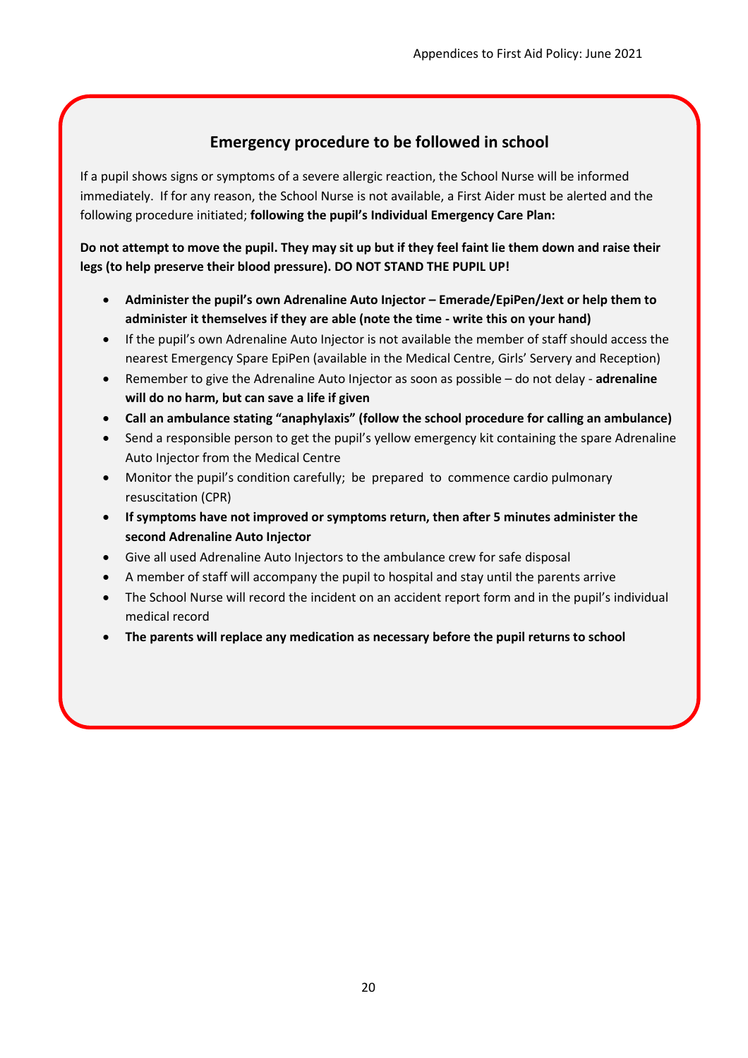## Emergency procedure to be followed in school

If a pupil shows signs or symptoms of a severe allergic reaction, the School Nurse will be informed immediately. If for any reason, the School Nurse is not available, a First Aider must be alerted and the following procedure initiated; **following the pupil's Individual Emergency Care Plan:**

**Do not attempt to move the pupil. They may sit up but if they feel faint lie them down and raise their legs (to help preserve their blood pressure). DO NOT STAND THE PUPIL UP!**

- **Administer the pupil's own Adrenaline Auto Injector – Emerade/EpiPen/Jext or help them to administer it themselves if they are able (note the time - write this on your hand)**
- If the pupil's own Adrenaline Auto Injector is not available the member of staff should access the nearest Emergency Spare EpiPen (available in the Medical Centre, Girls' Servery and Reception)
- Remember to give the Adrenaline Auto Injector as soon as possible – do not delay - **adrenaline will do no harm, but can save a life if given**
- **Call an ambulance stating "anaphylaxis" (follow the school procedure for calling an ambulance)**
- Send a responsible person to get the pupil's yellow emergency kit containing the spare Adrenaline Auto Injector from the Medical Centre
- Monitor the pupil's condition carefully; be prepared to commence cardio pulmonary resuscitation (CPR)
- **If symptoms have not improved or symptoms return, then after 5 minutes administer the second Adrenaline Auto Injector**
- Give all used Adrenaline Auto Injectors to the ambulance crew for safe disposal
- A member of staff will accompany the pupil to hospital and stay until the parents arrive
- The School Nurse will record the incident on an accident report form and in the pupil's individual medical record
- **The parents will replace any medication as necessary before the pupil returns to school**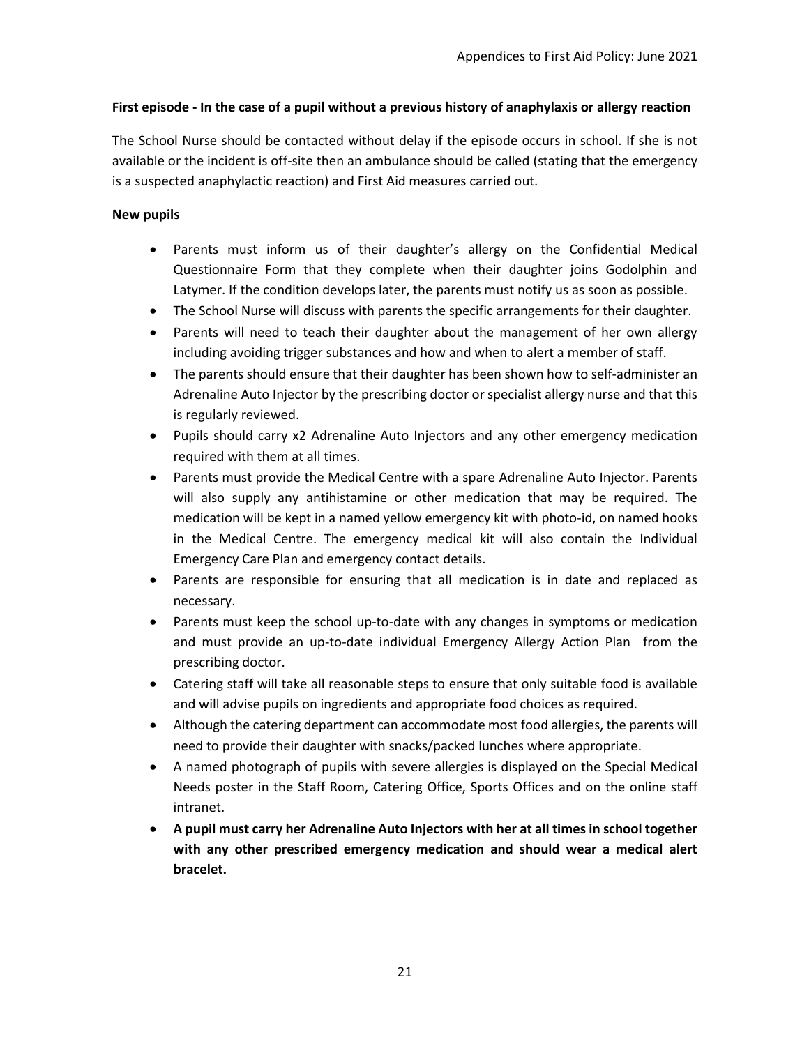**First episode - In the case of a pupil without a previous history of anaphylaxis or allergy reaction**

The School Nurse should be contacted without delay if the episode occurs in school. If she is not available or the incident is off-site then an ambulance should be called (stating that the emergency is a suspected anaphylactic reaction) and First Aid measures carried out.

**New pupils**

- Parents must inform us of their daughter's allergy on the Confidential Medical Questionnaire Form that they complete when their daughter joins Godolphin and Latymer. If the condition develops later, the parents must notify us as soon as possible.
- The School Nurse will discuss with parents the specific arrangements for their daughter.
- Parents will need to teach their daughter about the management of her own allergy including avoiding trigger substances and how and when to alert a member of staff.
- The parents should ensure that their daughter has been shown how to self-administer an Adrenaline Auto Injector by the prescribing doctor or specialist allergy nurse and that this is regularly reviewed.
- Pupils should carry x2 Adrenaline Auto Injectors and any other emergency medication required with them at all times.
- Parents must provide the Medical Centre with a spare Adrenaline Auto Injector. Parents will also supply any antihistamine or other medication that may be required. The medication will be kept in a named yellow emergency kit with photo-id, on named hooks in the Medical Centre. The emergency medical kit will also contain the Individual Emergency Care Plan and emergency contact details.
- Parents are responsible for ensuring that all medication is in date and replaced as necessary.
- Parents must keep the school up-to-date with any changes in symptoms or medication and must provide an up-to-date individual Emergency Allergy Action Plan from the prescribing doctor.
- Catering staff will take all reasonable steps to ensure that only suitable food is available and will advise pupils on ingredients and appropriate food choices as required.
- Although the catering department can accommodate most food allergies, the parents will need to provide their daughter with snacks/packed lunches where appropriate.
- A named photograph of pupils with severe allergies is displayed on the Special Medical Needs poster in the Staff Room, Catering Office, Sports Offices and on the online staff intranet.
- **A pupil must carry her Adrenaline Auto Injectors with her at all times in school together with any other prescribed emergency medication and should wear a medical alert bracelet.**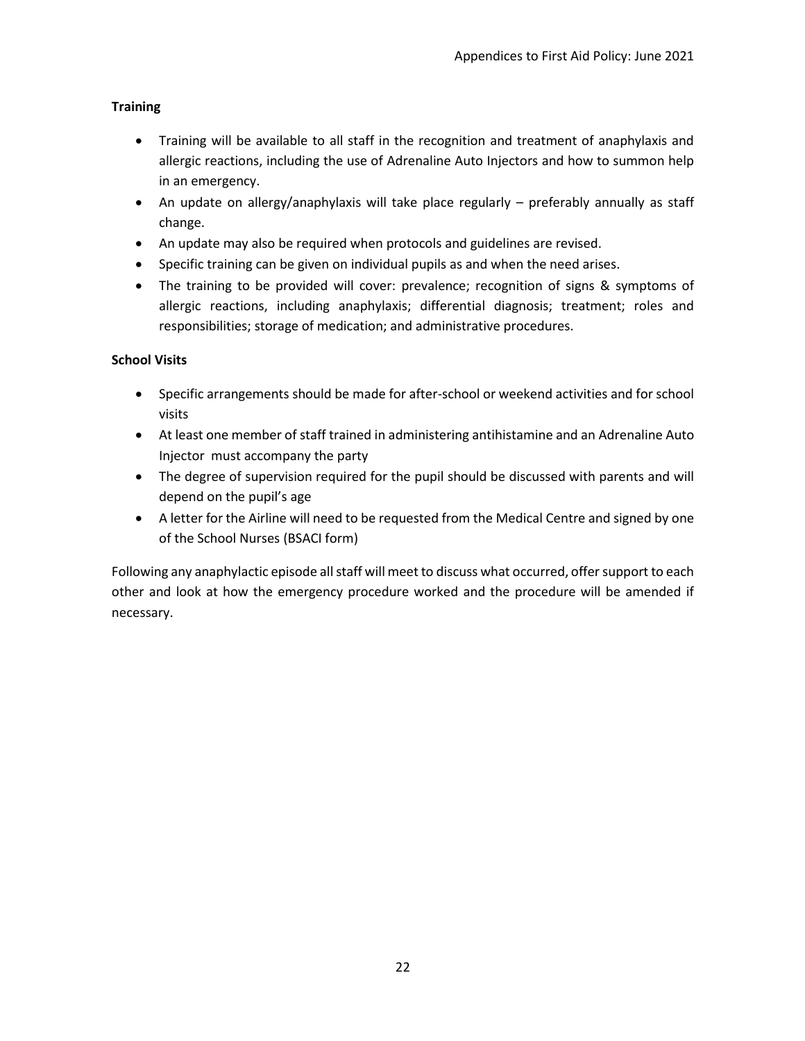**Training**

- Training will be available to all staff in the recognition and treatment of anaphylaxis and allergic reactions, including the use of Adrenaline Auto Injectors and how to summon help in an emergency.
- An update on allergy/anaphylaxis will take place regularly – preferably annually as staff change.
- An update may also be required when protocols and guidelines are revised.
- Specific training can be given on individual pupils as and when the need arises.
- The training to be provided will cover: prevalence; recognition of signs & symptoms of allergic reactions, including anaphylaxis; differential diagnosis; treatment; roles and responsibilities; storage of medication; and administrative procedures.

**School Visits**

- Specific arrangements should be made for after-school or weekend activities and for school visits
- At least one member of staff trained in administering antihistamine and an Adrenaline Auto Injector must accompany the party
- The degree of supervision required for the pupil should be discussed with parents and will depend on the pupil's age
- A letter for the Airline will need to be requested from the Medical Centre and signed by one of the School Nurses (BSACI form)

Following any anaphylactic episode all staff will meet to discuss what occurred, offer support to each other and look at how the emergency procedure worked and the procedure will be amended if necessary.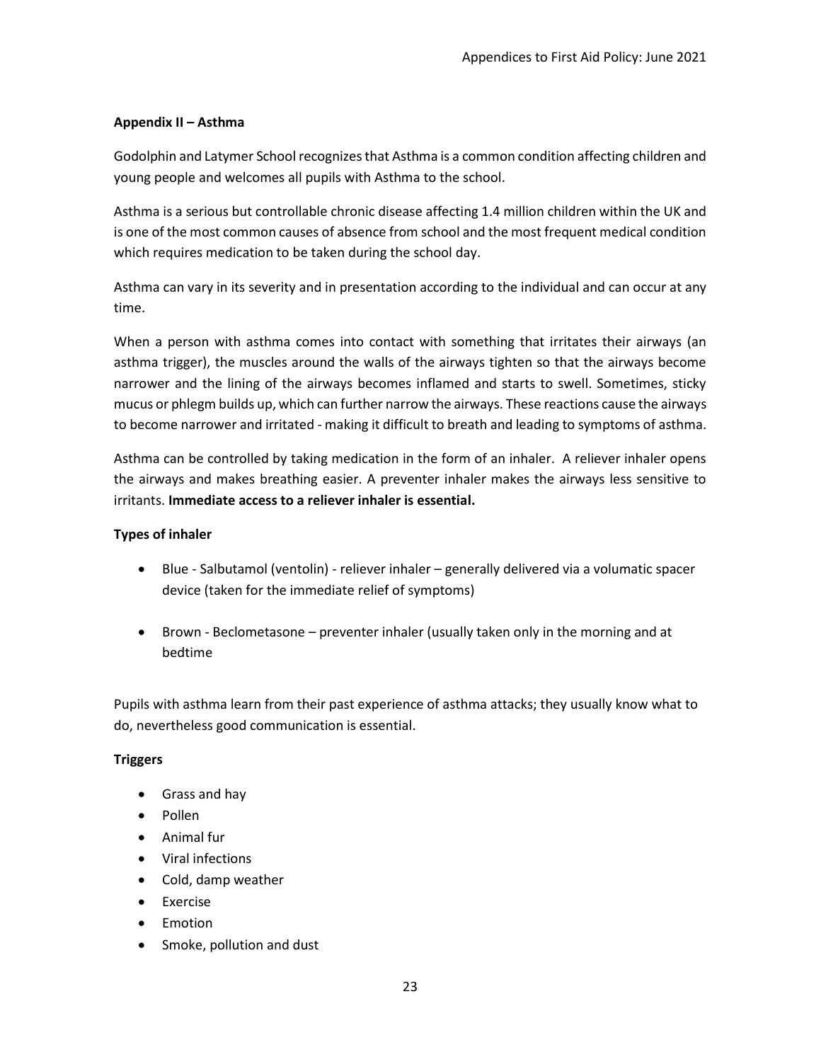### Appendix II – Asthma

Godolphin and Latymer School recognizes that Asthma is a common condition affecting children and young people and welcomes all pupils with Asthma to the school.

Asthma is a serious but controllable chronic disease affecting 1.4 million children within the UK and is one of the most common causes of absence from school and the most frequent medical condition which requires medication to be taken during the school day.

Asthma can vary in its severity and in presentation according to the individual and can occur at any time.

When a person with asthma comes into contact with something that irritates their airways (an asthma trigger), the muscles around the walls of the airways tighten so that the airways become narrower and the lining of the airways becomes inflamed and starts to swell. Sometimes, sticky mucus or phlegm builds up, which can further narrow the airways. These reactions cause the airways to become narrower and irritated - making it difficult to breath and leading to symptoms of asthma.

Asthma can be controlled by taking medication in the form of an inhaler. A reliever inhaler opens the airways and makes breathing easier. A preventer inhaler makes the airways less sensitive to irritants. **Immediate access to a reliever inhaler is essential.**

**Types of inhaler**

- Blue - Salbutamol (ventolin) - reliever inhaler – generally delivered via a volumatic spacer device (taken for the immediate relief of symptoms)
- Brown - Beclometasone – preventer inhaler (usually taken only in the morning and at bedtime

Pupils with asthma learn from their past experience of asthma attacks; they usually know what to do, nevertheless good communication is essential.

**Triggers**

- Grass and hay
- Pollen
- Animal fur
- Viral infections
- Cold, damp weather
- Exercise
- Emotion
- Smoke, pollution and dust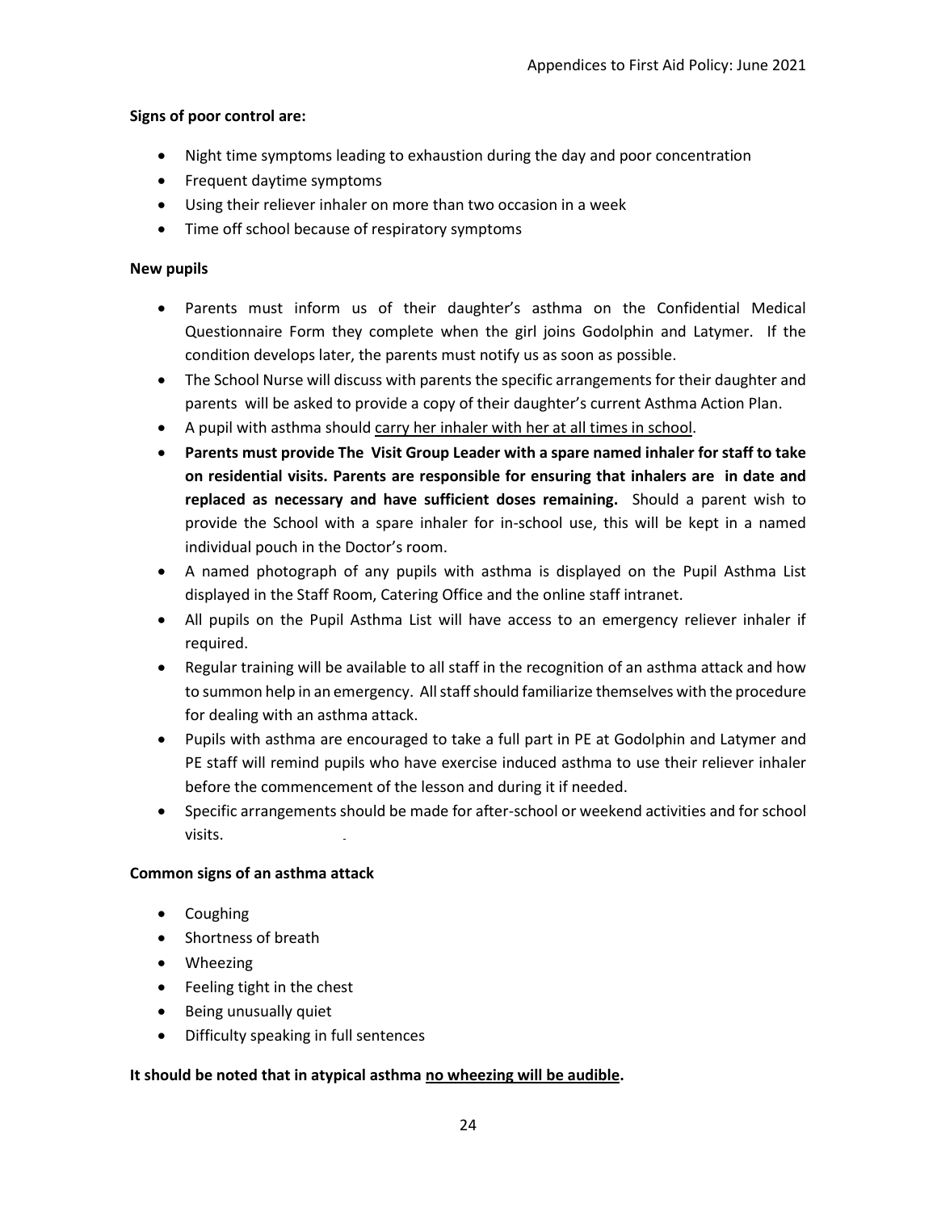**Signs of poor control are:**

- Night time symptoms leading to exhaustion during the day and poor concentration
- Frequent daytime symptoms
- Using their reliever inhaler on more than two occasion in a week
- Time off school because of respiratory symptoms

**New pupils**

- Parents must inform us of their daughter's asthma on the Confidential Medical Questionnaire Form they complete when the girl joins Godolphin and Latymer. If the condition develops later, the parents must notify us as soon as possible.
- The School Nurse will discuss with parents the specific arrangements for their daughter and parents will be asked to provide a copy of their daughter's current Asthma Action Plan.
- A pupil with asthma should <u>carry her inhaler with her at all times in school</u>.
- **Parents must provide The Visit Group Leader with a spare named inhaler for staff to take on residential visits. Parents are responsible for ensuring that inhalers are in date and replaced as necessary and have sufficient doses remaining.** Should a parent wish to provide the School with a spare inhaler for in-school use, this will be kept in a named individual pouch in the Doctor's room.
- A named photograph of any pupils with asthma is displayed on the Pupil Asthma List displayed in the Staff Room, Catering Office and the online staff intranet.
- All pupils on the Pupil Asthma List will have access to an emergency reliever inhaler if required.
- Regular training will be available to all staff in the recognition of an asthma attack and how to summon help in an emergency. All staff should familiarize themselves with the procedure for dealing with an asthma attack.
- Pupils with asthma are encouraged to take a full part in PE at Godolphin and Latymer and PE staff will remind pupils who have exercise induced asthma to use their reliever inhaler before the commencement of the lesson and during it if needed.
- Specific arrangements should be made for after-school or weekend activities and for school visits.

**Common signs of an asthma attack**

- Coughing
- Shortness of breath
- Wheezing
- Feeling tight in the chest
- Being unusually quiet
- Difficulty speaking in full sentences

**It should be noted that in atypical asthma <u>no wheezing will be audible</u>.**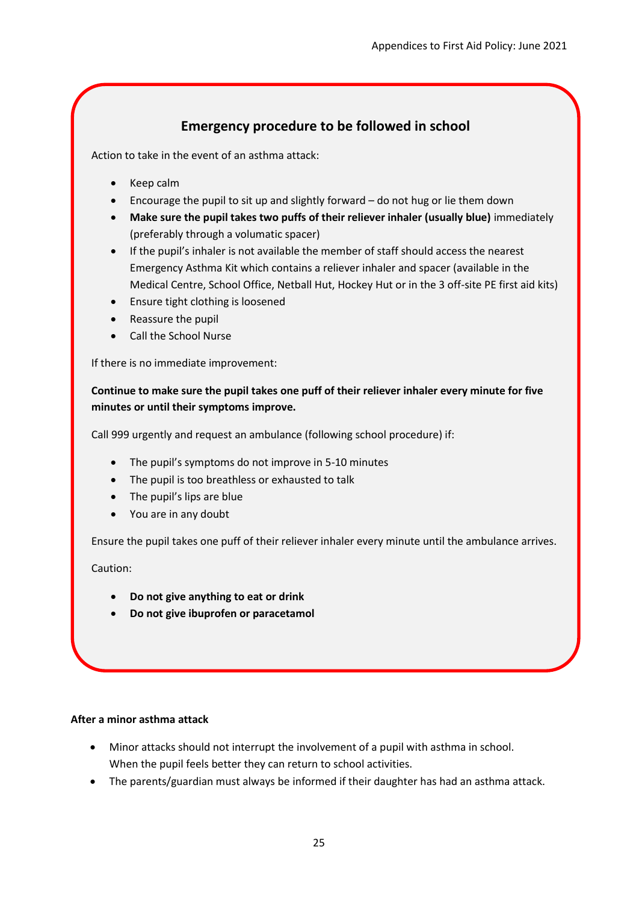## Emergency procedure to be followed in school

Action to take in the event of an asthma attack:

- Keep calm
- Encourage the pupil to sit up and slightly forward – do not hug or lie them down
- **Make sure the pupil takes two puffs of their reliever inhaler (usually blue)** immediately (preferably through a volumatic spacer)
- If the pupil's inhaler is not available the member of staff should access the nearest Emergency Asthma Kit which contains a reliever inhaler and spacer (available in the Medical Centre, School Office, Netball Hut, Hockey Hut or in the 3 off-site PE first aid kits)
- Ensure tight clothing is loosened
- Reassure the pupil
- Call the School Nurse

If there is no immediate improvement:

**Continue to make sure the pupil takes one puff of their reliever inhaler every minute for five minutes or until their symptoms improve.**

Call 999 urgently and request an ambulance (following school procedure) if:

- The pupil's symptoms do not improve in 5-10 minutes
- The pupil is too breathless or exhausted to talk
- The pupil's lips are blue
- You are in any doubt

Ensure the pupil takes one puff of their reliever inhaler every minute until the ambulance arrives.

Caution:

- **Do not give anything to eat or drink**
- **Do not give ibuprofen or paracetamol**

**After a minor asthma attack**

- Minor attacks should not interrupt the involvement of a pupil with asthma in school. When the pupil feels better they can return to school activities.
- The parents/guardian must always be informed if their daughter has had an asthma attack.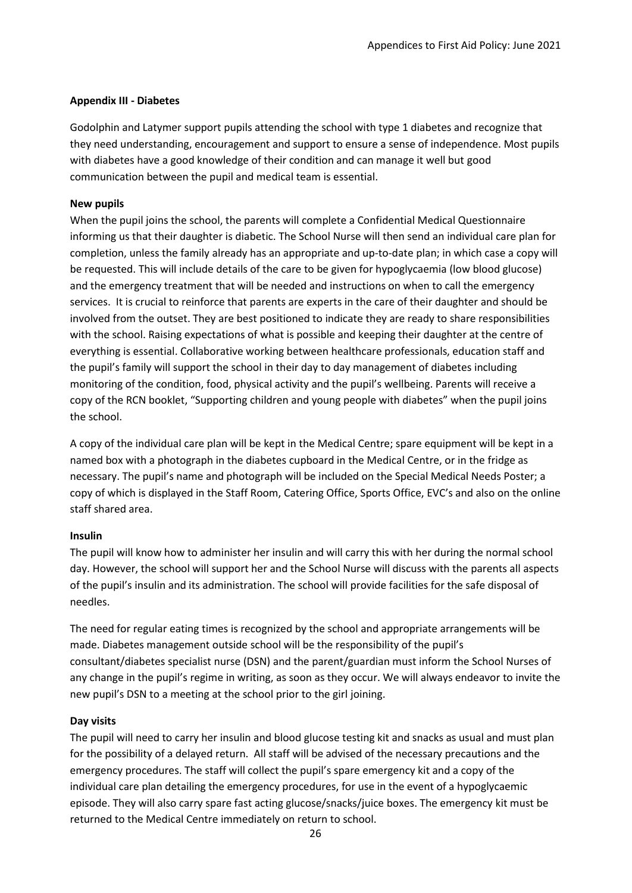## Appendix III - Diabetes

Godolphin and Latymer support pupils attending the school with type 1 diabetes and recognize that they need understanding, encouragement and support to ensure a sense of independence. Most pupils with diabetes have a good knowledge of their condition and can manage it well but good communication between the pupil and medical team is essential.

### New pupils

When the pupil joins the school, the parents will complete a Confidential Medical Questionnaire informing us that their daughter is diabetic. The School Nurse will then send an individual care plan for completion, unless the family already has an appropriate and up-to-date plan; in which case a copy will be requested. This will include details of the care to be given for hypoglycaemia (low blood glucose) and the emergency treatment that will be needed and instructions on when to call the emergency services. It is crucial to reinforce that parents are experts in the care of their daughter and should be involved from the outset. They are best positioned to indicate they are ready to share responsibilities with the school. Raising expectations of what is possible and keeping their daughter at the centre of everything is essential. Collaborative working between healthcare professionals, education staff and the pupil's family will support the school in their day to day management of diabetes including monitoring of the condition, food, physical activity and the pupil's wellbeing. Parents will receive a copy of the RCN booklet, "Supporting children and young people with diabetes" when the pupil joins the school.

A copy of the individual care plan will be kept in the Medical Centre; spare equipment will be kept in a named box with a photograph in the diabetes cupboard in the Medical Centre, or in the fridge as necessary. The pupil's name and photograph will be included on the Special Medical Needs Poster; a copy of which is displayed in the Staff Room, Catering Office, Sports Office, EVC's and also on the online staff shared area.

### Insulin

The pupil will know how to administer her insulin and will carry this with her during the normal school day. However, the school will support her and the School Nurse will discuss with the parents all aspects of the pupil's insulin and its administration. The school will provide facilities for the safe disposal of needles.

The need for regular eating times is recognized by the school and appropriate arrangements will be made. Diabetes management outside school will be the responsibility of the pupil's consultant/diabetes specialist nurse (DSN) and the parent/guardian must inform the School Nurses of any change in the pupil's regime in writing, as soon as they occur. We will always endeavor to invite the new pupil's DSN to a meeting at the school prior to the girl joining.

### Day visits

The pupil will need to carry her insulin and blood glucose testing kit and snacks as usual and must plan for the possibility of a delayed return. All staff will be advised of the necessary precautions and the emergency procedures. The staff will collect the pupil's spare emergency kit and a copy of the individual care plan detailing the emergency procedures, for use in the event of a hypoglycaemic episode. They will also carry spare fast acting glucose/snacks/juice boxes. The emergency kit must be returned to the Medical Centre immediately on return to school.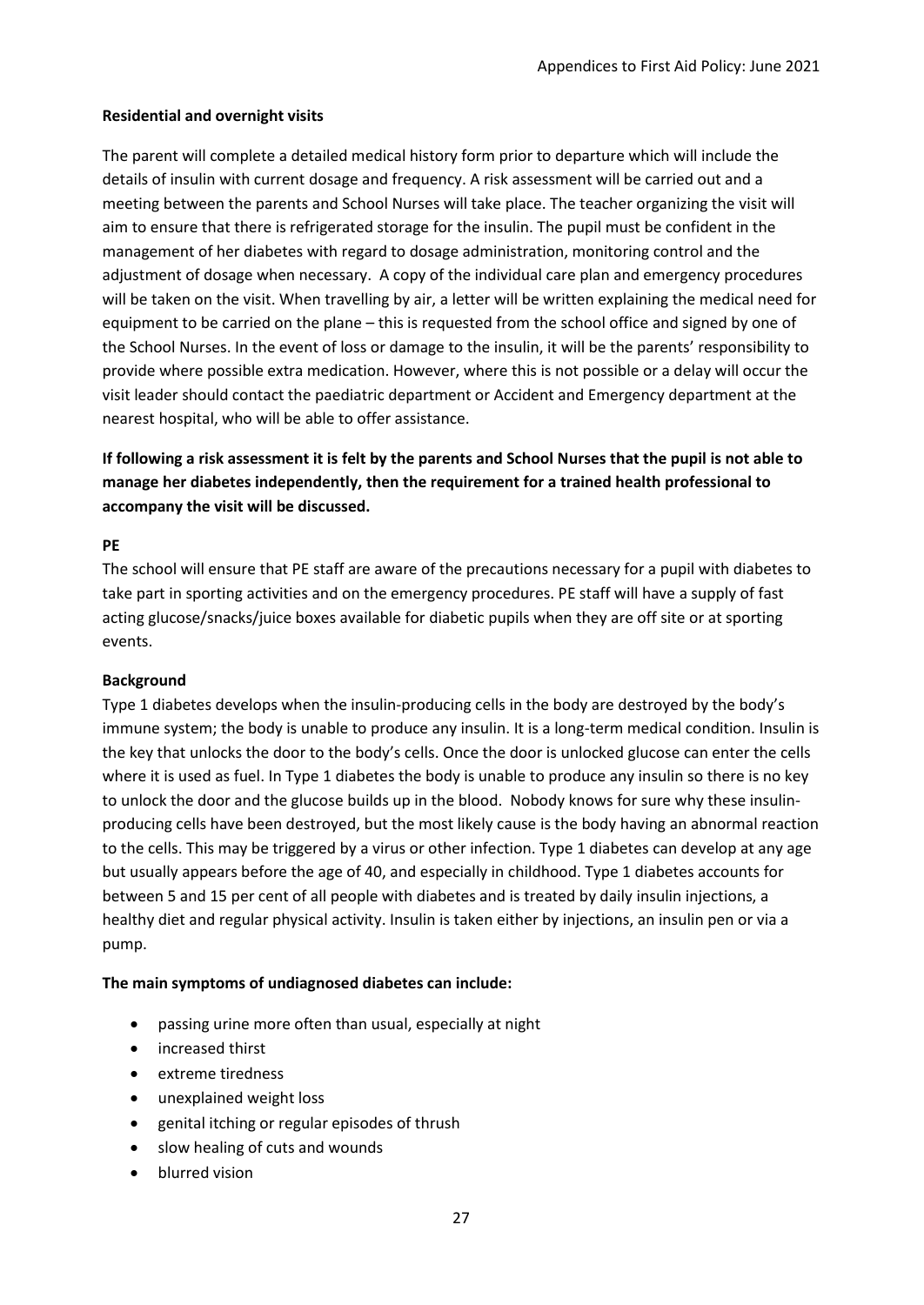**Residential and overnight visits**

The parent will complete a detailed medical history form prior to departure which will include the details of insulin with current dosage and frequency. A risk assessment will be carried out and a meeting between the parents and School Nurses will take place. The teacher organizing the visit will aim to ensure that there is refrigerated storage for the insulin. The pupil must be confident in the management of her diabetes with regard to dosage administration, monitoring control and the adjustment of dosage when necessary. A copy of the individual care plan and emergency procedures will be taken on the visit. When travelling by air, a letter will be written explaining the medical need for equipment to be carried on the plane – this is requested from the school office and signed by one of the School Nurses. In the event of loss or damage to the insulin, it will be the parents' responsibility to provide where possible extra medication. However, where this is not possible or a delay will occur the visit leader should contact the paediatric department or Accident and Emergency department at the nearest hospital, who will be able to offer assistance.

**If following a risk assessment it is felt by the parents and School Nurses that the pupil is not able to manage her diabetes independently, then the requirement for a trained health professional to accompany the visit will be discussed.**

**PE**

The school will ensure that PE staff are aware of the precautions necessary for a pupil with diabetes to take part in sporting activities and on the emergency procedures. PE staff will have a supply of fast acting glucose/snacks/juice boxes available for diabetic pupils when they are off site or at sporting events.

**Background**

Type 1 diabetes develops when the insulin-producing cells in the body are destroyed by the body's immune system; the body is unable to produce any insulin. It is a long-term medical condition. Insulin is the key that unlocks the door to the body's cells. Once the door is unlocked glucose can enter the cells where it is used as fuel. In Type 1 diabetes the body is unable to produce any insulin so there is no key to unlock the door and the glucose builds up in the blood. Nobody knows for sure why these insulin-producing cells have been destroyed, but the most likely cause is the body having an abnormal reaction to the cells. This may be triggered by a virus or other infection. Type 1 diabetes can develop at any age but usually appears before the age of 40, and especially in childhood. Type 1 diabetes accounts for between 5 and 15 per cent of all people with diabetes and is treated by daily insulin injections, a healthy diet and regular physical activity. Insulin is taken either by injections, an insulin pen or via a pump.

**The main symptoms of undiagnosed diabetes can include:**

- passing urine more often than usual, especially at night
- increased thirst
- extreme tiredness
- unexplained weight loss
- genital itching or regular episodes of thrush
- slow healing of cuts and wounds
- blurred vision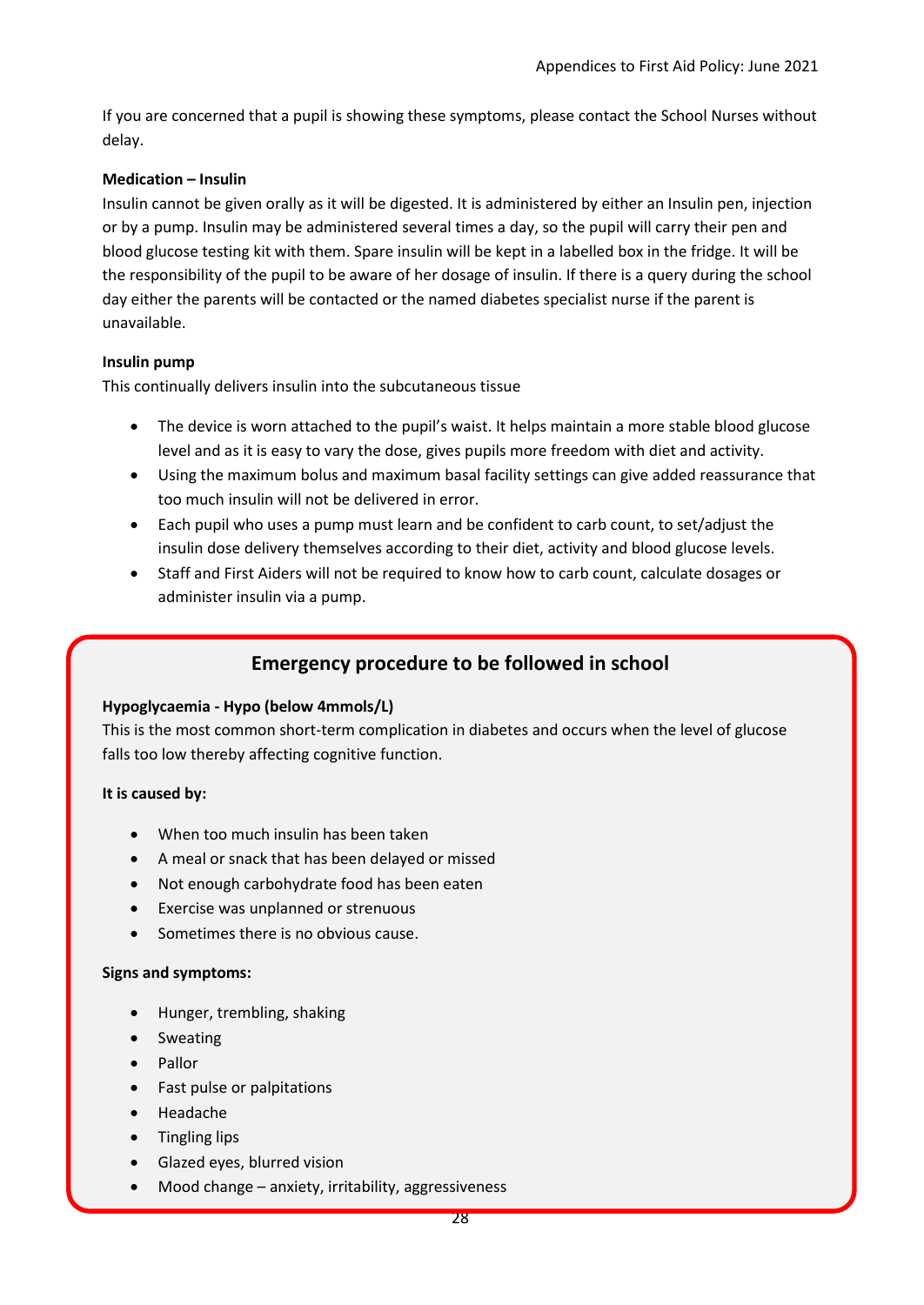If you are concerned that a pupil is showing these symptoms, please contact the School Nurses without delay.

**Medication – Insulin**

Insulin cannot be given orally as it will be digested. It is administered by either an Insulin pen, injection or by a pump. Insulin may be administered several times a day, so the pupil will carry their pen and blood glucose testing kit with them. Spare insulin will be kept in a labelled box in the fridge. It will be the responsibility of the pupil to be aware of her dosage of insulin. If there is a query during the school day either the parents will be contacted or the named diabetes specialist nurse if the parent is unavailable.

**Insulin pump**

This continually delivers insulin into the subcutaneous tissue

- The device is worn attached to the pupil's waist. It helps maintain a more stable blood glucose level and as it is easy to vary the dose, gives pupils more freedom with diet and activity.
- Using the maximum bolus and maximum basal facility settings can give added reassurance that too much insulin will not be delivered in error.
- Each pupil who uses a pump must learn and be confident to carb count, to set/adjust the insulin dose delivery themselves according to their diet, activity and blood glucose levels.
- Staff and First Aiders will not be required to know how to carb count, calculate dosages or administer insulin via a pump.

## Emergency procedure to be followed in school

**Hypoglycaemia - Hypo (below 4mmols/L)**

This is the most common short-term complication in diabetes and occurs when the level of glucose falls too low thereby affecting cognitive function.

**It is caused by:**

- When too much insulin has been taken
- A meal or snack that has been delayed or missed
- Not enough carbohydrate food has been eaten
- Exercise was unplanned or strenuous
- Sometimes there is no obvious cause.

**Signs and symptoms:**

- Hunger, trembling, shaking
- Sweating
- Pallor
- Fast pulse or palpitations
- Headache
- Tingling lips
- Glazed eyes, blurred vision
- Mood change – anxiety, irritability, aggressiveness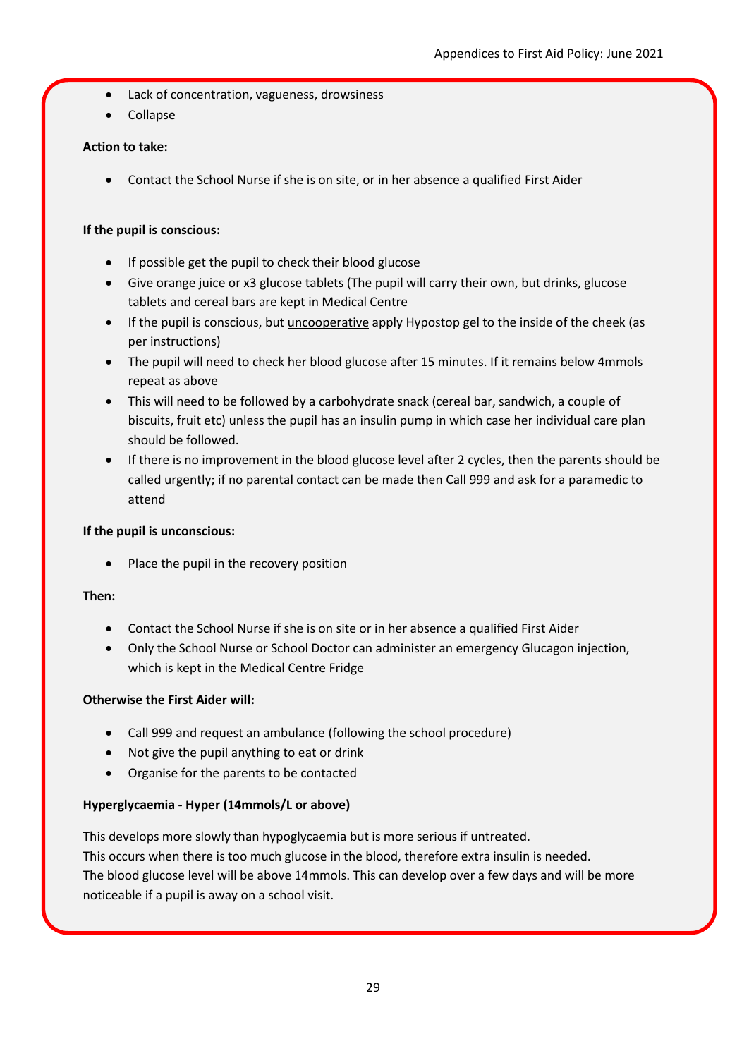- Lack of concentration, vagueness, drowsiness
- Collapse

**Action to take:**

- Contact the School Nurse if she is on site, or in her absence a qualified First Aider

**If the pupil is conscious:**

- If possible get the pupil to check their blood glucose
- Give orange juice or x3 glucose tablets (The pupil will carry their own, but drinks, glucose tablets and cereal bars are kept in Medical Centre
- If the pupil is conscious, but <u>uncooperative</u> apply Hypostop gel to the inside of the cheek (as per instructions)
- The pupil will need to check her blood glucose after 15 minutes. If it remains below 4mmols repeat as above
- This will need to be followed by a carbohydrate snack (cereal bar, sandwich, a couple of biscuits, fruit etc) unless the pupil has an insulin pump in which case her individual care plan should be followed.
- If there is no improvement in the blood glucose level after 2 cycles, then the parents should be called urgently; if no parental contact can be made then Call 999 and ask for a paramedic to attend

**If the pupil is unconscious:**

- Place the pupil in the recovery position

**Then:**

- Contact the School Nurse if she is on site or in her absence a qualified First Aider
- Only the School Nurse or School Doctor can administer an emergency Glucagon injection, which is kept in the Medical Centre Fridge

**Otherwise the First Aider will:**

- Call 999 and request an ambulance (following the school procedure)
- Not give the pupil anything to eat or drink
- Organise for the parents to be contacted

**Hyperglycaemia - Hyper (14mmols/L or above)**

This develops more slowly than hypoglycaemia but is more serious if untreated.
This occurs when there is too much glucose in the blood, therefore extra insulin is needed.
The blood glucose level will be above 14mmols. This can develop over a few days and will be more noticeable if a pupil is away on a school visit.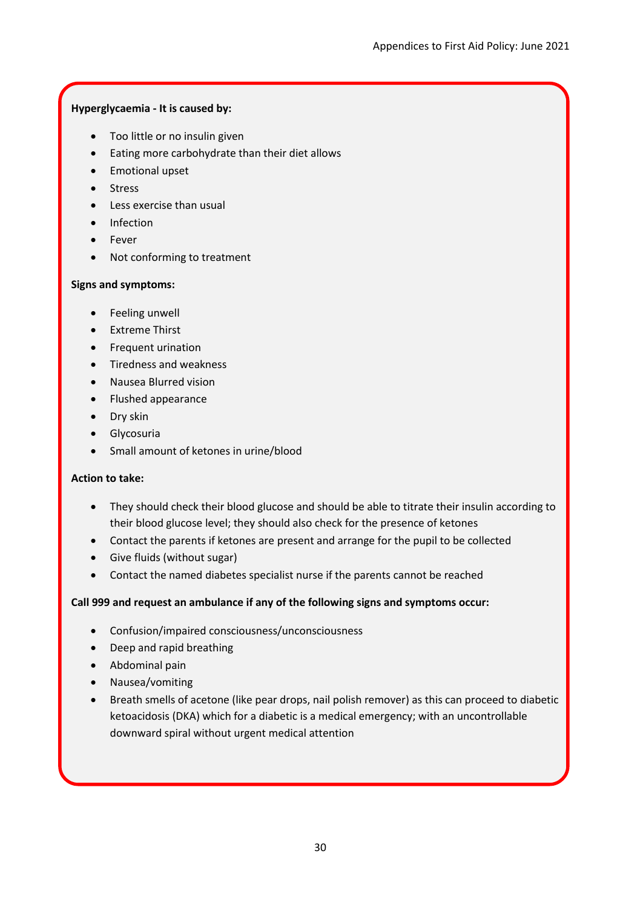**Hyperglycaemia - It is caused by:**

- Too little or no insulin given
- Eating more carbohydrate than their diet allows
- Emotional upset
- Stress
- Less exercise than usual
- Infection
- Fever
- Not conforming to treatment

**Signs and symptoms:**

- Feeling unwell
- Extreme Thirst
- Frequent urination
- Tiredness and weakness
- Nausea Blurred vision
- Flushed appearance
- Dry skin
- Glycosuria
- Small amount of ketones in urine/blood

**Action to take:**

- They should check their blood glucose and should be able to titrate their insulin according to their blood glucose level; they should also check for the presence of ketones
- Contact the parents if ketones are present and arrange for the pupil to be collected
- Give fluids (without sugar)
- Contact the named diabetes specialist nurse if the parents cannot be reached

**Call 999 and request an ambulance if any of the following signs and symptoms occur:**

- Confusion/impaired consciousness/unconsciousness
- Deep and rapid breathing
- Abdominal pain
- Nausea/vomiting
- Breath smells of acetone (like pear drops, nail polish remover) as this can proceed to diabetic ketoacidosis (DKA) which for a diabetic is a medical emergency; with an uncontrollable downward spiral without urgent medical attention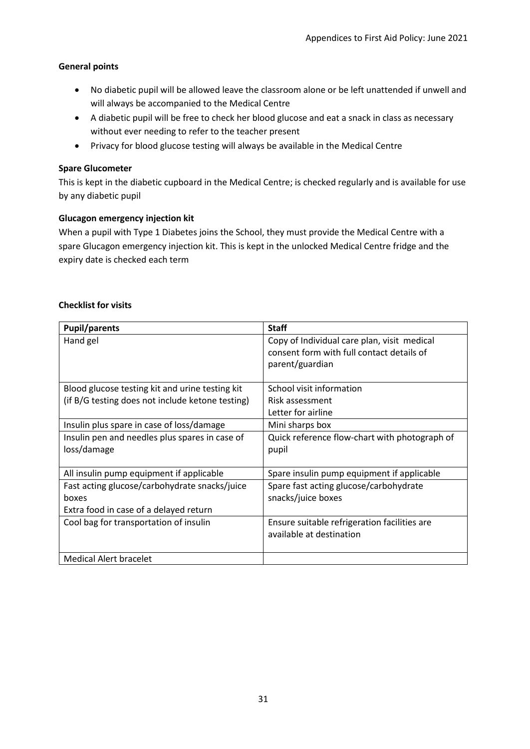### General points

- No diabetic pupil will be allowed leave the classroom alone or be left unattended if unwell and will always be accompanied to the Medical Centre
- A diabetic pupil will be free to check her blood glucose and eat a snack in class as necessary without ever needing to refer to the teacher present
- Privacy for blood glucose testing will always be available in the Medical Centre

### Spare Glucometer

This is kept in the diabetic cupboard in the Medical Centre; is checked regularly and is available for use by any diabetic pupil

### Glucagon emergency injection kit

When a pupil with Type 1 Diabetes joins the School, they must provide the Medical Centre with a spare Glucagon emergency injection kit. This is kept in the unlocked Medical Centre fridge and the expiry date is checked each term

### Checklist for visits

| Pupil/parents | Staff |
| --- | --- |
| Hand gel | Copy of Individual care plan, visit medical consent form with full contact details of parent/guardian |
| Blood glucose testing kit and urine testing kit (if B/G testing does not include ketone testing) | School visit information<br>Risk assessment<br>Letter for airline |
| Insulin plus spare in case of loss/damage | Mini sharps box |
| Insulin pen and needles plus spares in case of loss/damage | Quick reference flow-chart with photograph of pupil |
| All insulin pump equipment if applicable | Spare insulin pump equipment if applicable |
| Fast acting glucose/carbohydrate snacks/juice boxes<br>Extra food in case of a delayed return | Spare fast acting glucose/carbohydrate snacks/juice boxes |
| Cool bag for transportation of insulin | Ensure suitable refrigeration facilities are available at destination |
| Medical Alert bracelet | |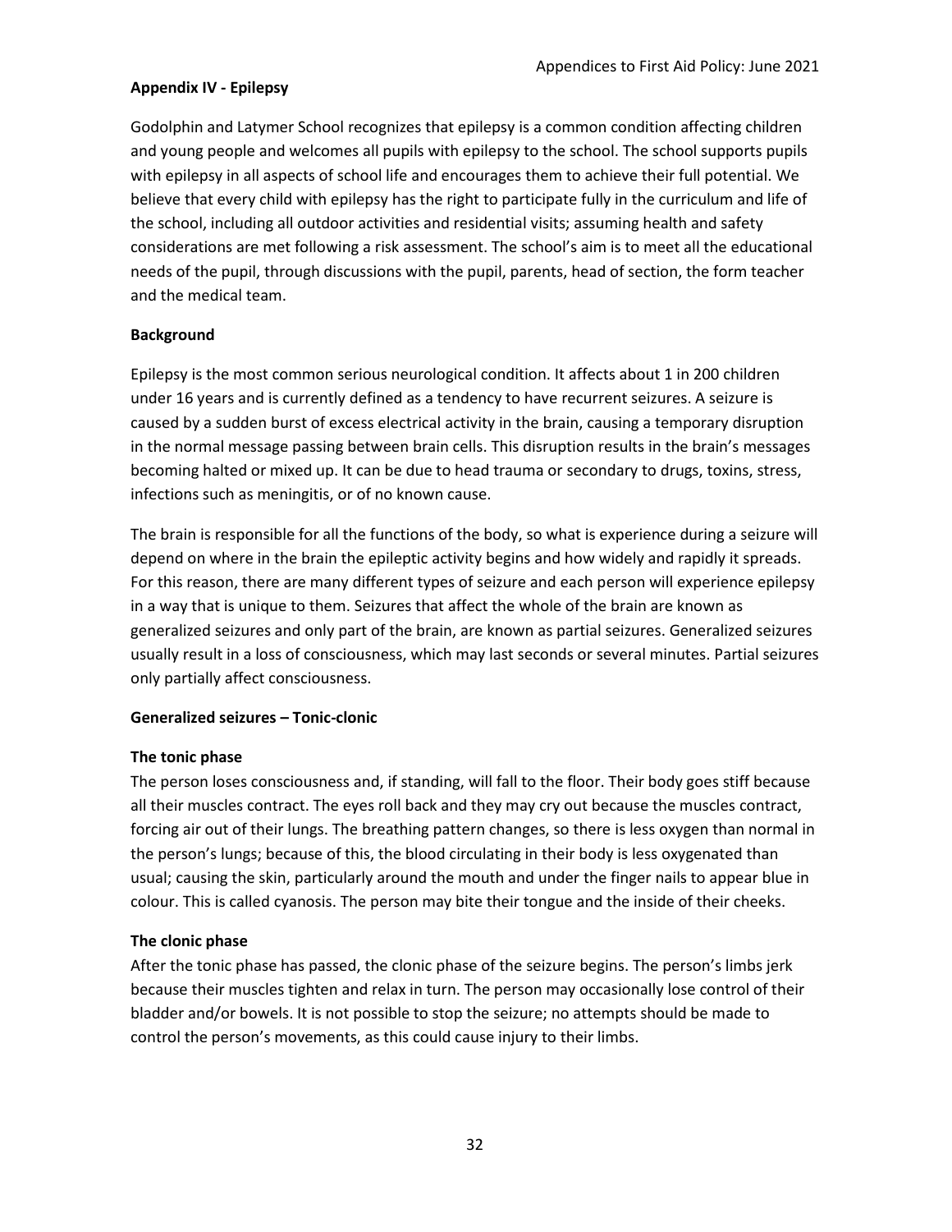## Appendix IV - Epilepsy

Godolphin and Latymer School recognizes that epilepsy is a common condition affecting children and young people and welcomes all pupils with epilepsy to the school. The school supports pupils with epilepsy in all aspects of school life and encourages them to achieve their full potential. We believe that every child with epilepsy has the right to participate fully in the curriculum and life of the school, including all outdoor activities and residential visits; assuming health and safety considerations are met following a risk assessment. The school's aim is to meet all the educational needs of the pupil, through discussions with the pupil, parents, head of section, the form teacher and the medical team.

### Background

Epilepsy is the most common serious neurological condition. It affects about 1 in 200 children under 16 years and is currently defined as a tendency to have recurrent seizures. A seizure is caused by a sudden burst of excess electrical activity in the brain, causing a temporary disruption in the normal message passing between brain cells. This disruption results in the brain's messages becoming halted or mixed up. It can be due to head trauma or secondary to drugs, toxins, stress, infections such as meningitis, or of no known cause.

The brain is responsible for all the functions of the body, so what is experience during a seizure will depend on where in the brain the epileptic activity begins and how widely and rapidly it spreads. For this reason, there are many different types of seizure and each person will experience epilepsy in a way that is unique to them. Seizures that affect the whole of the brain are known as generalized seizures and only part of the brain, are known as partial seizures. Generalized seizures usually result in a loss of consciousness, which may last seconds or several minutes. Partial seizures only partially affect consciousness.

### Generalized seizures – Tonic-clonic

#### The tonic phase

The person loses consciousness and, if standing, will fall to the floor. Their body goes stiff because all their muscles contract. The eyes roll back and they may cry out because the muscles contract, forcing air out of their lungs. The breathing pattern changes, so there is less oxygen than normal in the person's lungs; because of this, the blood circulating in their body is less oxygenated than usual; causing the skin, particularly around the mouth and under the finger nails to appear blue in colour. This is called cyanosis. The person may bite their tongue and the inside of their cheeks.

#### The clonic phase

After the tonic phase has passed, the clonic phase of the seizure begins. The person's limbs jerk because their muscles tighten and relax in turn. The person may occasionally lose control of their bladder and/or bowels. It is not possible to stop the seizure; no attempts should be made to control the person's movements, as this could cause injury to their limbs.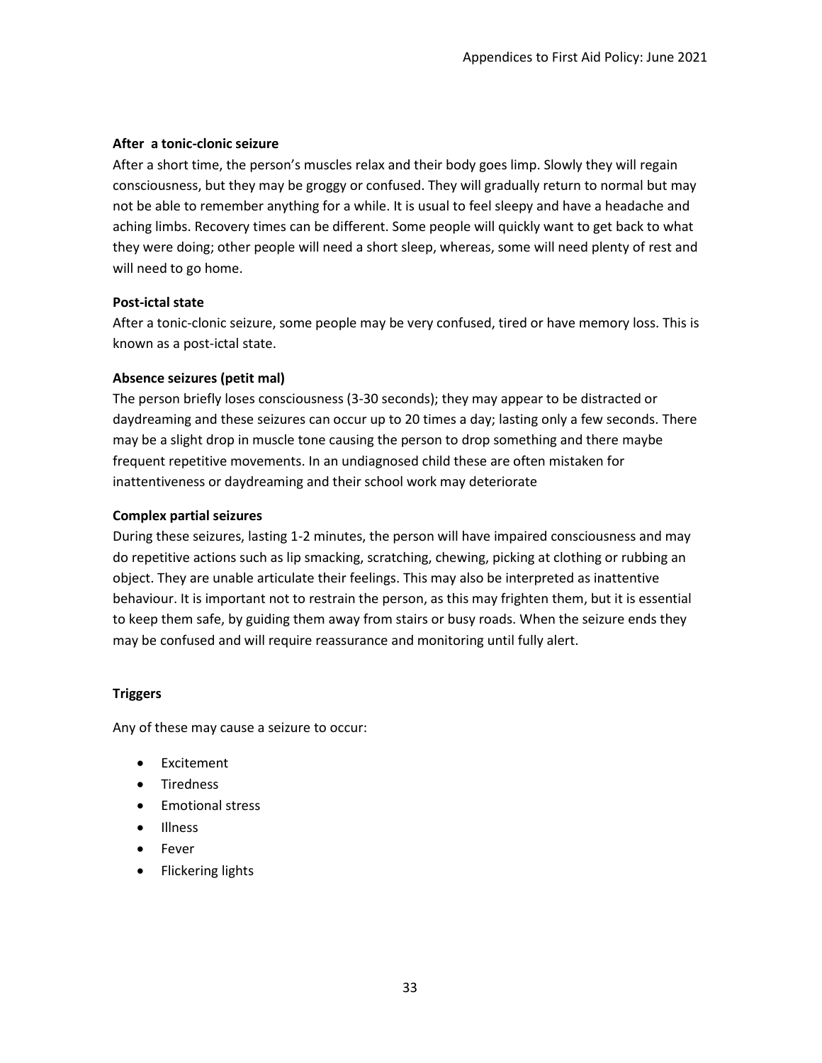**After a tonic-clonic seizure**

After a short time, the person's muscles relax and their body goes limp. Slowly they will regain consciousness, but they may be groggy or confused. They will gradually return to normal but may not be able to remember anything for a while. It is usual to feel sleepy and have a headache and aching limbs. Recovery times can be different. Some people will quickly want to get back to what they were doing; other people will need a short sleep, whereas, some will need plenty of rest and will need to go home.

**Post-ictal state**

After a tonic-clonic seizure, some people may be very confused, tired or have memory loss. This is known as a post-ictal state.

**Absence seizures (petit mal)**

The person briefly loses consciousness (3-30 seconds); they may appear to be distracted or daydreaming and these seizures can occur up to 20 times a day; lasting only a few seconds. There may be a slight drop in muscle tone causing the person to drop something and there maybe frequent repetitive movements. In an undiagnosed child these are often mistaken for inattentiveness or daydreaming and their school work may deteriorate

**Complex partial seizures**

During these seizures, lasting 1-2 minutes, the person will have impaired consciousness and may do repetitive actions such as lip smacking, scratching, chewing, picking at clothing or rubbing an object. They are unable articulate their feelings. This may also be interpreted as inattentive behaviour. It is important not to restrain the person, as this may frighten them, but it is essential to keep them safe, by guiding them away from stairs or busy roads. When the seizure ends they may be confused and will require reassurance and monitoring until fully alert.

**Triggers**

Any of these may cause a seizure to occur:

- Excitement
- Tiredness
- Emotional stress
- Illness
- Fever
- Flickering lights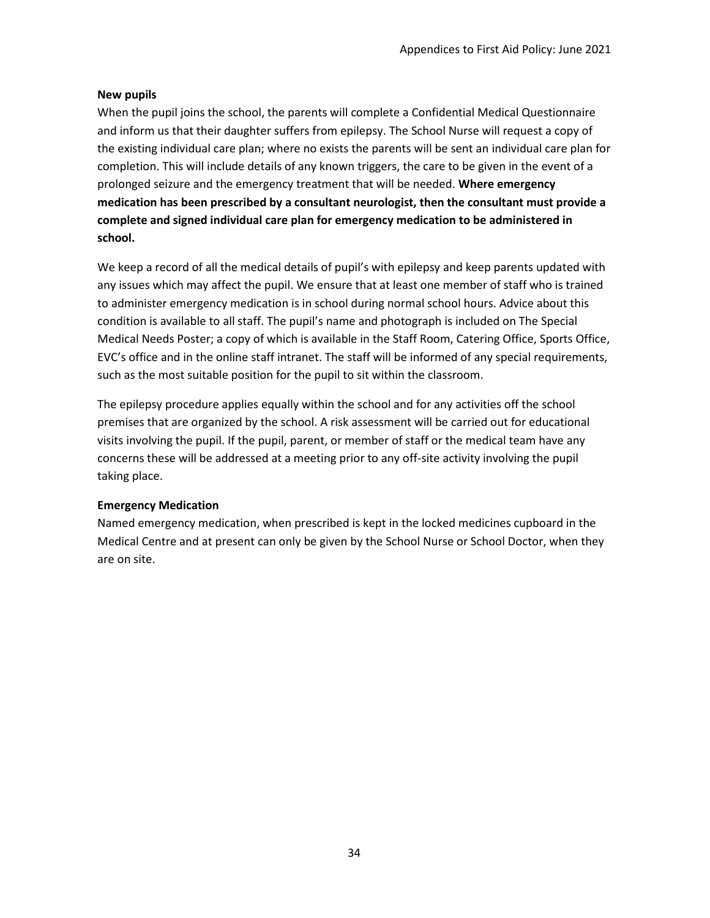**New pupils**

When the pupil joins the school, the parents will complete a Confidential Medical Questionnaire and inform us that their daughter suffers from epilepsy. The School Nurse will request a copy of the existing individual care plan; where no exists the parents will be sent an individual care plan for completion. This will include details of any known triggers, the care to be given in the event of a prolonged seizure and the emergency treatment that will be needed. **Where emergency medication has been prescribed by a consultant neurologist, then the consultant must provide a complete and signed individual care plan for emergency medication to be administered in school.**

We keep a record of all the medical details of pupil's with epilepsy and keep parents updated with any issues which may affect the pupil. We ensure that at least one member of staff who is trained to administer emergency medication is in school during normal school hours. Advice about this condition is available to all staff. The pupil's name and photograph is included on The Special Medical Needs Poster; a copy of which is available in the Staff Room, Catering Office, Sports Office, EVC's office and in the online staff intranet. The staff will be informed of any special requirements, such as the most suitable position for the pupil to sit within the classroom.

The epilepsy procedure applies equally within the school and for any activities off the school premises that are organized by the school. A risk assessment will be carried out for educational visits involving the pupil. If the pupil, parent, or member of staff or the medical team have any concerns these will be addressed at a meeting prior to any off-site activity involving the pupil taking place.

**Emergency Medication**

Named emergency medication, when prescribed is kept in the locked medicines cupboard in the Medical Centre and at present can only be given by the School Nurse or School Doctor, when they are on site.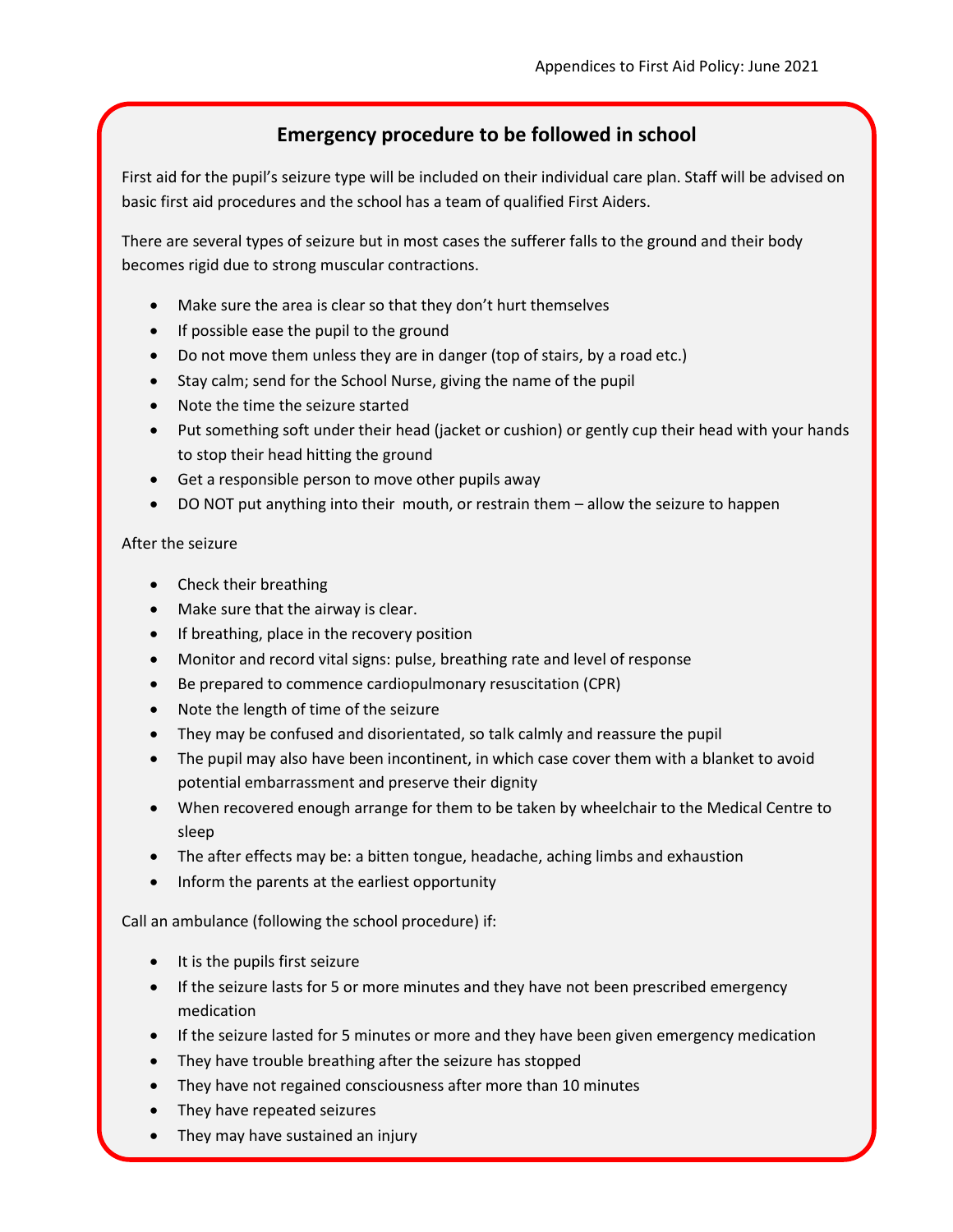## Emergency procedure to be followed in school

First aid for the pupil's seizure type will be included on their individual care plan. Staff will be advised on basic first aid procedures and the school has a team of qualified First Aiders.

There are several types of seizure but in most cases the sufferer falls to the ground and their body becomes rigid due to strong muscular contractions.

- Make sure the area is clear so that they don't hurt themselves
- If possible ease the pupil to the ground
- Do not move them unless they are in danger (top of stairs, by a road etc.)
- Stay calm; send for the School Nurse, giving the name of the pupil
- Note the time the seizure started
- Put something soft under their head (jacket or cushion) or gently cup their head with your hands to stop their head hitting the ground
- Get a responsible person to move other pupils away
- DO NOT put anything into their mouth, or restrain them – allow the seizure to happen

After the seizure

- Check their breathing
- Make sure that the airway is clear.
- If breathing, place in the recovery position
- Monitor and record vital signs: pulse, breathing rate and level of response
- Be prepared to commence cardiopulmonary resuscitation (CPR)
- Note the length of time of the seizure
- They may be confused and disorientated, so talk calmly and reassure the pupil
- The pupil may also have been incontinent, in which case cover them with a blanket to avoid potential embarrassment and preserve their dignity
- When recovered enough arrange for them to be taken by wheelchair to the Medical Centre to sleep
- The after effects may be: a bitten tongue, headache, aching limbs and exhaustion
- Inform the parents at the earliest opportunity

Call an ambulance (following the school procedure) if:

- It is the pupils first seizure
- If the seizure lasts for 5 or more minutes and they have not been prescribed emergency medication
- If the seizure lasted for 5 minutes or more and they have been given emergency medication
- They have trouble breathing after the seizure has stopped
- They have not regained consciousness after more than 10 minutes
- They have repeated seizures
- They may have sustained an injury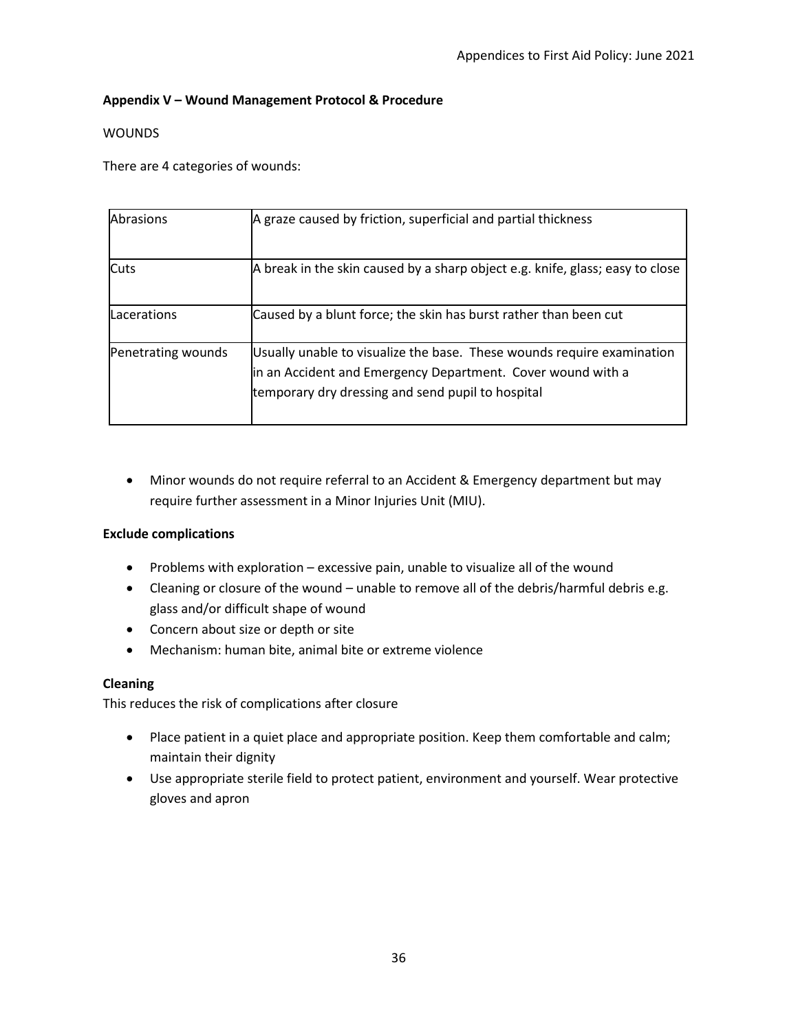**Appendix V – Wound Management Protocol & Procedure**

WOUNDS

There are 4 categories of wounds:

| | |
|---|---|
| Abrasions | A graze caused by friction, superficial and partial thickness |
| Cuts | A break in the skin caused by a sharp object e.g. knife, glass; easy to close |
| Lacerations | Caused by a blunt force; the skin has burst rather than been cut |
| Penetrating wounds | Usually unable to visualize the base. These wounds require examination in an Accident and Emergency Department. Cover wound with a temporary dry dressing and send pupil to hospital |

- Minor wounds do not require referral to an Accident & Emergency department but may require further assessment in a Minor Injuries Unit (MIU).

**Exclude complications**

- Problems with exploration – excessive pain, unable to visualize all of the wound
- Cleaning or closure of the wound – unable to remove all of the debris/harmful debris e.g. glass and/or difficult shape of wound
- Concern about size or depth or site
- Mechanism: human bite, animal bite or extreme violence

**Cleaning**

This reduces the risk of complications after closure

- Place patient in a quiet place and appropriate position. Keep them comfortable and calm; maintain their dignity
- Use appropriate sterile field to protect patient, environment and yourself. Wear protective gloves and apron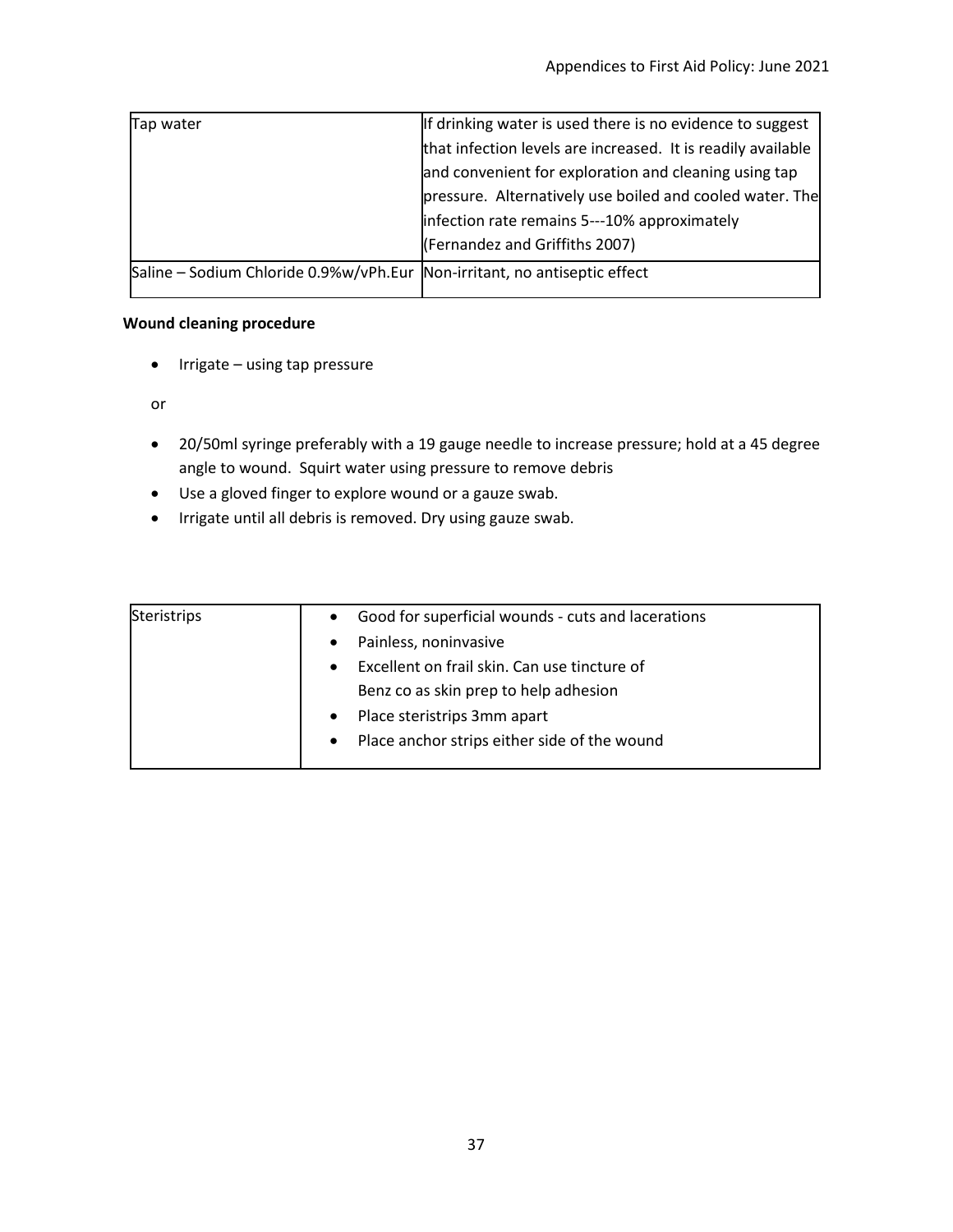| Tap water | If drinking water is used there is no evidence to suggest that infection levels are increased. It is readily available and convenient for exploration and cleaning using tap pressure. Alternatively use boiled and cooled water. The infection rate remains 5---10% approximately (Fernandez and Griffiths 2007) |
|---|---|
| Saline – Sodium Chloride 0.9%w/vPh.Eur | Non-irritant, no antiseptic effect |

**Wound cleaning procedure**

- Irrigate – using tap pressure

or

- 20/50ml syringe preferably with a 19 gauge needle to increase pressure; hold at a 45 degree angle to wound. Squirt water using pressure to remove debris
- Use a gloved finger to explore wound or a gauze swab.
- Irrigate until all debris is removed. Dry using gauze swab.

| Steristrips | • Good for superficial wounds - cuts and lacerations<br>• Painless, noninvasive<br>• Excellent on frail skin. Can use tincture of Benz co as skin prep to help adhesion<br>• Place steristrips 3mm apart<br>• Place anchor strips either side of the wound |
|---|---|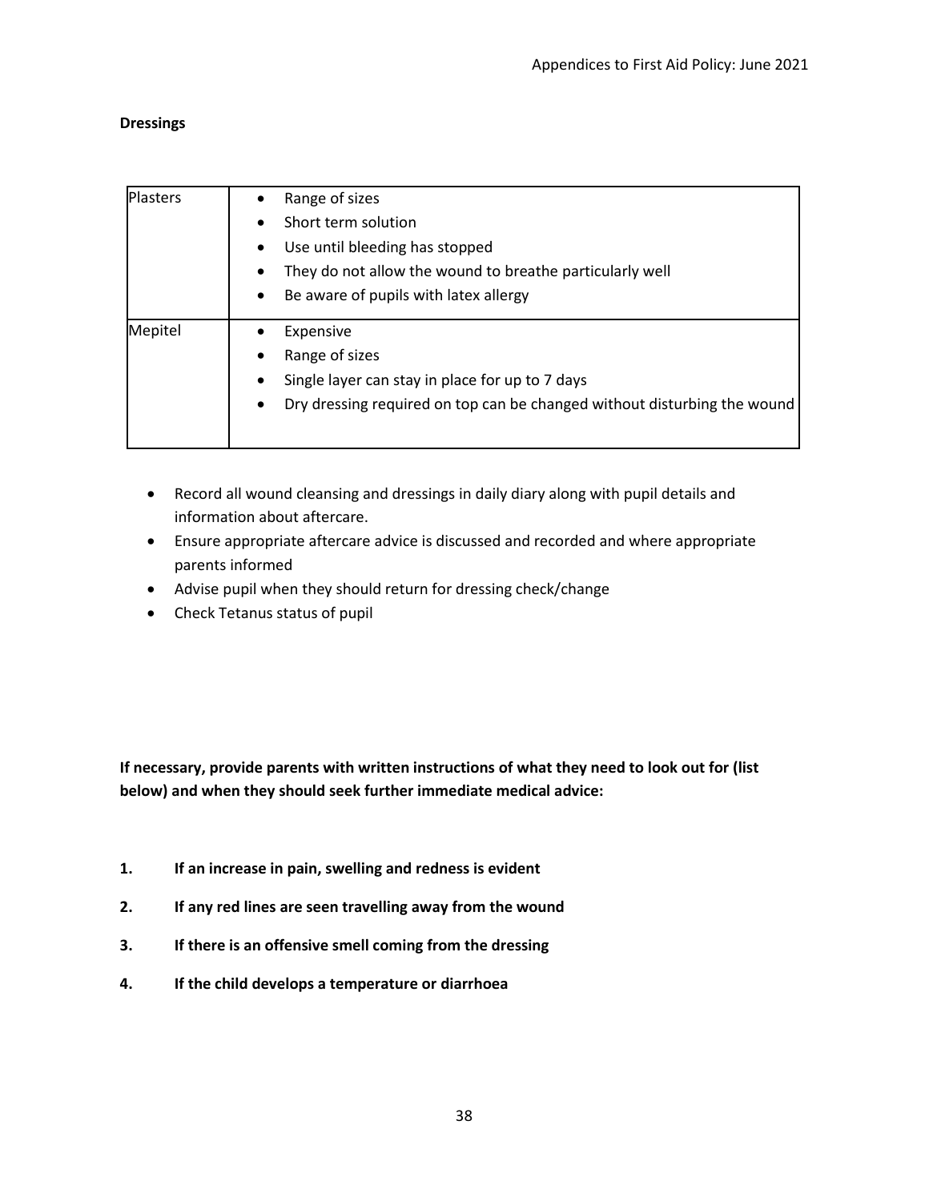**Dressings**

| | |
|---|---|
| Plasters | • Range of sizes<br>• Short term solution<br>• Use until bleeding has stopped<br>• They do not allow the wound to breathe particularly well<br>• Be aware of pupils with latex allergy |
| Mepitel | • Expensive<br>• Range of sizes<br>• Single layer can stay in place for up to 7 days<br>• Dry dressing required on top can be changed without disturbing the wound |

- Record all wound cleansing and dressings in daily diary along with pupil details and information about aftercare.
- Ensure appropriate aftercare advice is discussed and recorded and where appropriate parents informed
- Advise pupil when they should return for dressing check/change
- Check Tetanus status of pupil

**If necessary, provide parents with written instructions of what they need to look out for (list below) and when they should seek further immediate medical advice:**

1. **If an increase in pain, swelling and redness is evident**
2. **If any red lines are seen travelling away from the wound**
3. **If there is an offensive smell coming from the dressing**
4. **If the child develops a temperature or diarrhoea**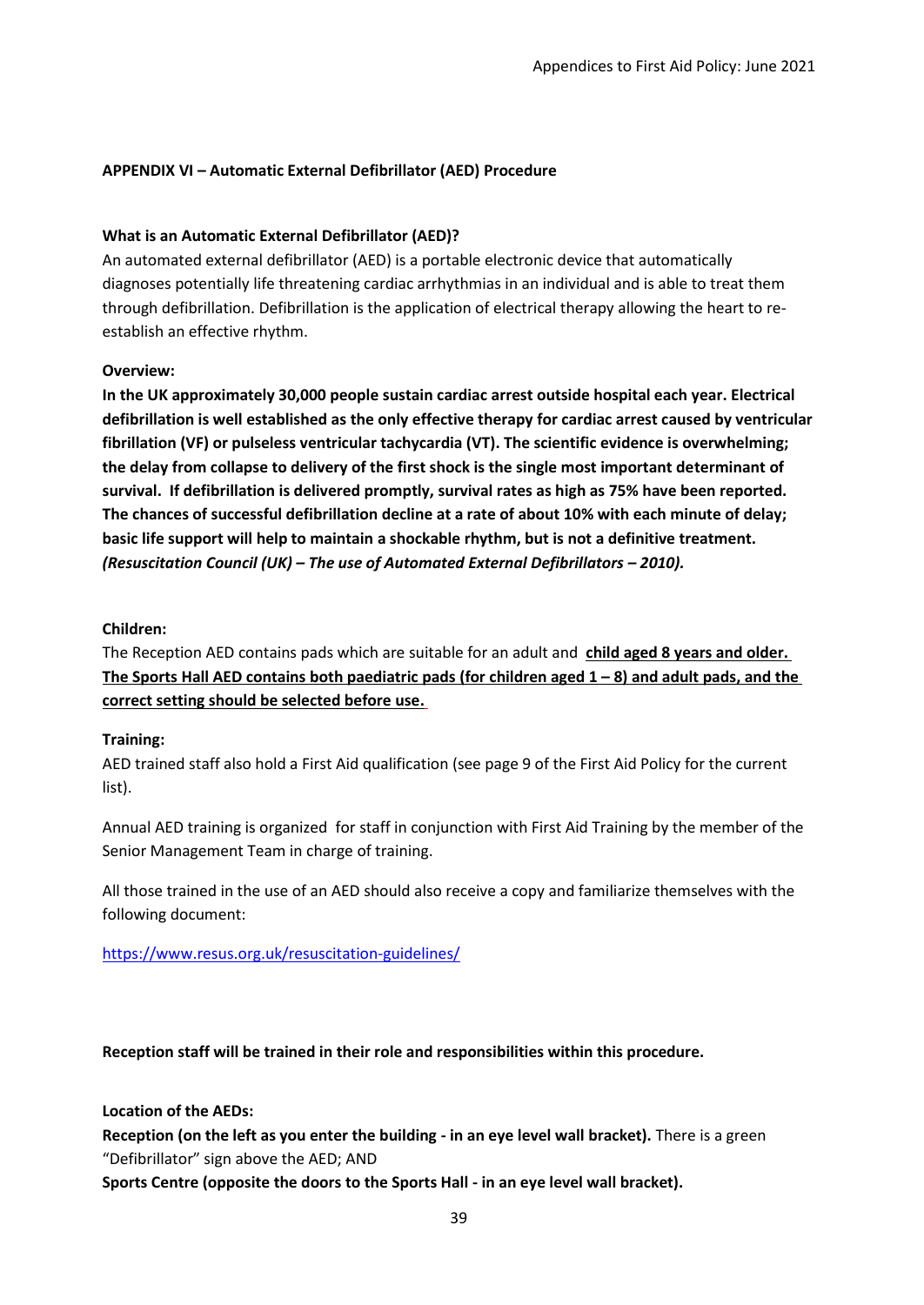**APPENDIX VI – Automatic External Defibrillator (AED) Procedure**

**What is an Automatic External Defibrillator (AED)?**

An automated external defibrillator (AED) is a portable electronic device that automatically diagnoses potentially life threatening cardiac arrhythmias in an individual and is able to treat them through defibrillation. Defibrillation is the application of electrical therapy allowing the heart to re-establish an effective rhythm.

**Overview:**

**In the UK approximately 30,000 people sustain cardiac arrest outside hospital each year. Electrical defibrillation is well established as the only effective therapy for cardiac arrest caused by ventricular fibrillation (VF) or pulseless ventricular tachycardia (VT). The scientific evidence is overwhelming; the delay from collapse to delivery of the first shock is the single most important determinant of survival. If defibrillation is delivered promptly, survival rates as high as 75% have been reported. The chances of successful defibrillation decline at a rate of about 10% with each minute of delay; basic life support will help to maintain a shockable rhythm, but is not a definitive treatment.** ***(Resuscitation Council (UK) – The use of Automated External Defibrillators – 2010).***

**Children:**

The Reception AED contains pads which are suitable for an adult and **child aged 8 years and older. The Sports Hall AED contains both paediatric pads (for children aged 1 – 8) and adult pads, and the correct setting should be selected before use.**

**Training:**

AED trained staff also hold a First Aid qualification (see page 9 of the First Aid Policy for the current list).

Annual AED training is organized for staff in conjunction with First Aid Training by the member of the Senior Management Team in charge of training.

All those trained in the use of an AED should also receive a copy and familiarize themselves with the following document:

https://www.resus.org.uk/resuscitation-guidelines/

**Reception staff will be trained in their role and responsibilities within this procedure.**

**Location of the AEDs:**

**Reception (on the left as you enter the building - in an eye level wall bracket).** There is a green "Defibrillator" sign above the AED; AND

**Sports Centre (opposite the doors to the Sports Hall - in an eye level wall bracket).**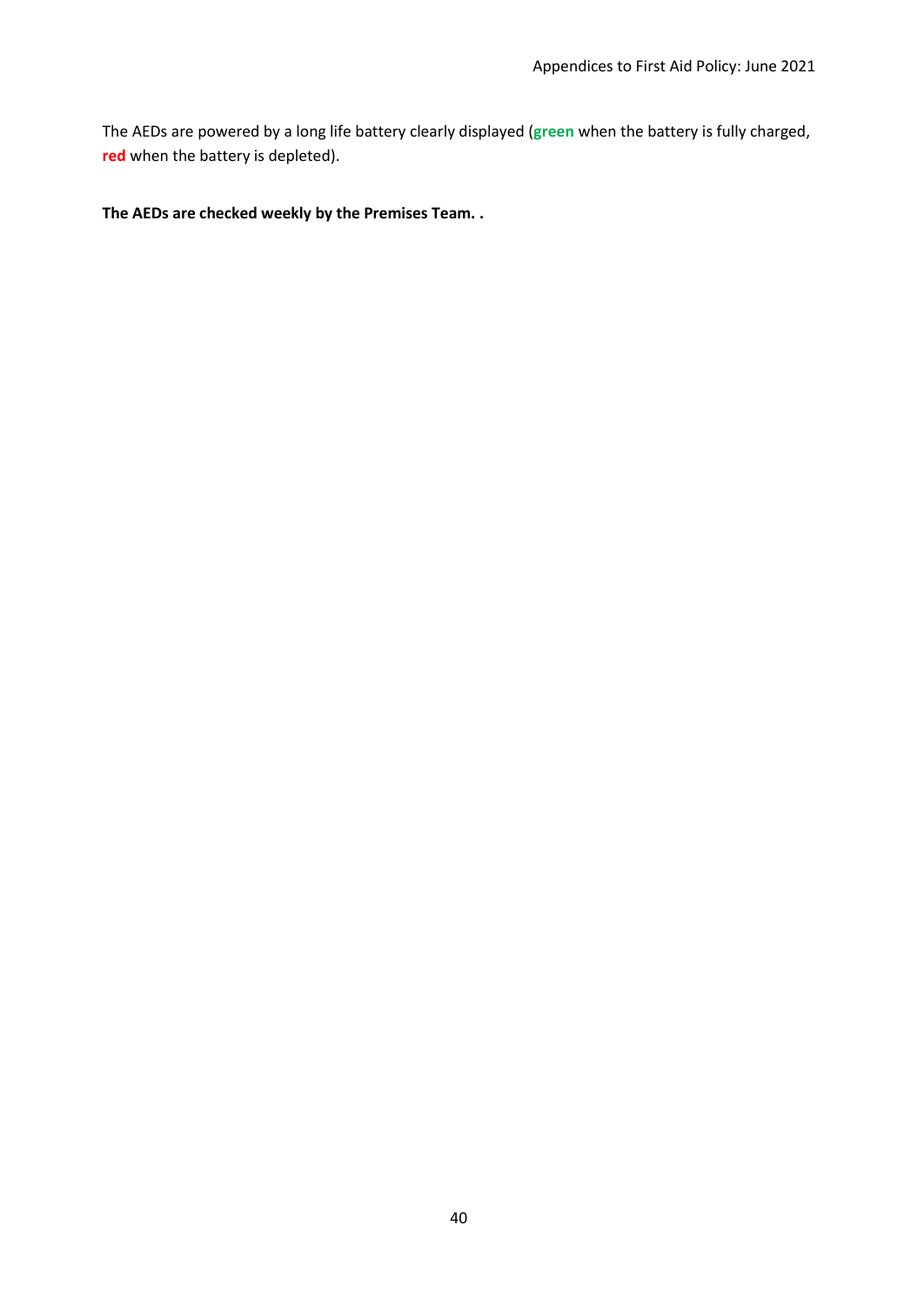The AEDs are powered by a long life battery clearly displayed (**green** when the battery is fully charged, **red** when the battery is depleted).

**The AEDs are checked weekly by the Premises Team. .**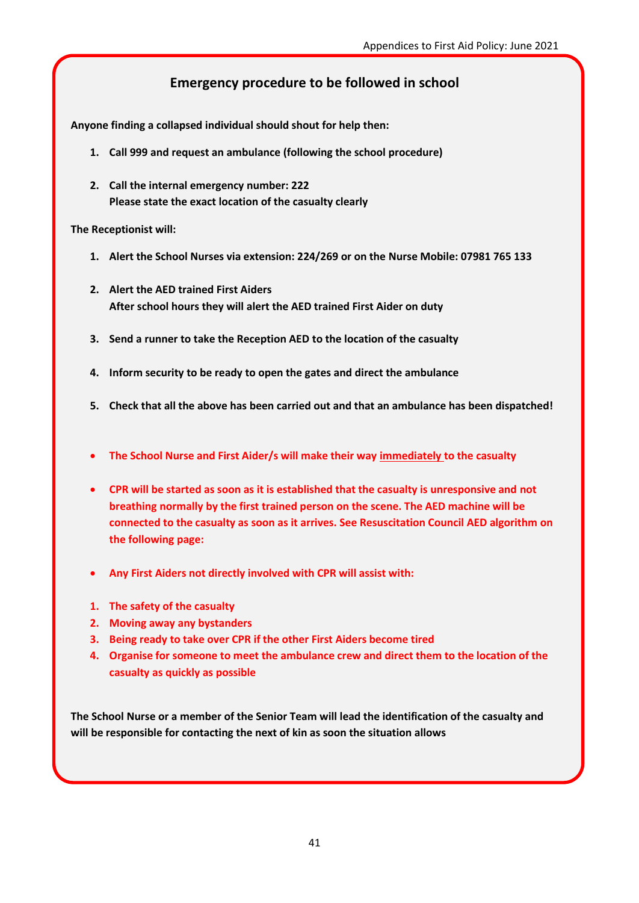## Emergency procedure to be followed in school

**Anyone finding a collapsed individual should shout for help then:**

1. **Call 999 and request an ambulance (following the school procedure)**
2. **Call the internal emergency number: 222**
   **Please state the exact location of the casualty clearly**

**The Receptionist will:**

1. **Alert the School Nurses via extension: 224/269 or on the Nurse Mobile: 07981 765 133**
2. **Alert the AED trained First Aiders**
   **After school hours they will alert the AED trained First Aider on duty**
3. **Send a runner to take the Reception AED to the location of the casualty**
4. **Inform security to be ready to open the gates and direct the ambulance**
5. **Check that all the above has been carried out and that an ambulance has been dispatched!**

- **The School Nurse and First Aider/s will make their way immediately to the casualty**
- **CPR will be started as soon as it is established that the casualty is unresponsive and not breathing normally by the first trained person on the scene. The AED machine will be connected to the casualty as soon as it arrives. See Resuscitation Council AED algorithm on the following page:**
- **Any First Aiders not directly involved with CPR will assist with:**

1. **The safety of the casualty**
2. **Moving away any bystanders**
3. **Being ready to take over CPR if the other First Aiders become tired**
4. **Organise for someone to meet the ambulance crew and direct them to the location of the casualty as quickly as possible**

**The School Nurse or a member of the Senior Team will lead the identification of the casualty and will be responsible for contacting the next of kin as soon the situation allows**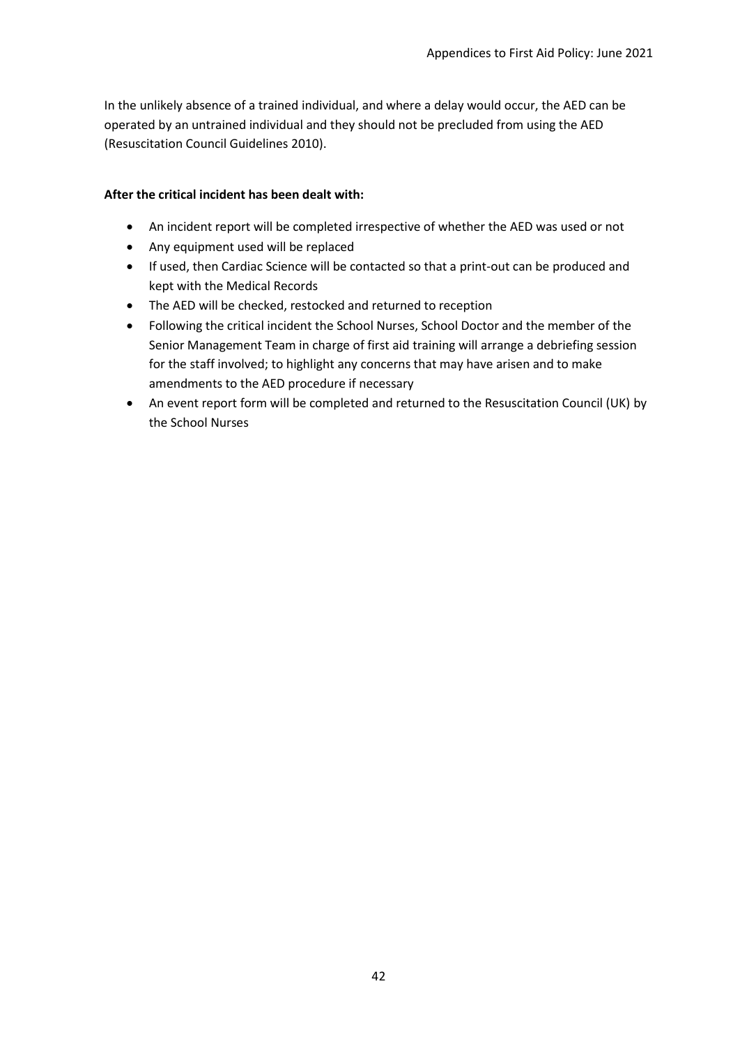In the unlikely absence of a trained individual, and where a delay would occur, the AED can be operated by an untrained individual and they should not be precluded from using the AED (Resuscitation Council Guidelines 2010).

**After the critical incident has been dealt with:**

- An incident report will be completed irrespective of whether the AED was used or not
- Any equipment used will be replaced
- If used, then Cardiac Science will be contacted so that a print-out can be produced and kept with the Medical Records
- The AED will be checked, restocked and returned to reception
- Following the critical incident the School Nurses, School Doctor and the member of the Senior Management Team in charge of first aid training will arrange a debriefing session for the staff involved; to highlight any concerns that may have arisen and to make amendments to the AED procedure if necessary
- An event report form will be completed and returned to the Resuscitation Council (UK) by the School Nurses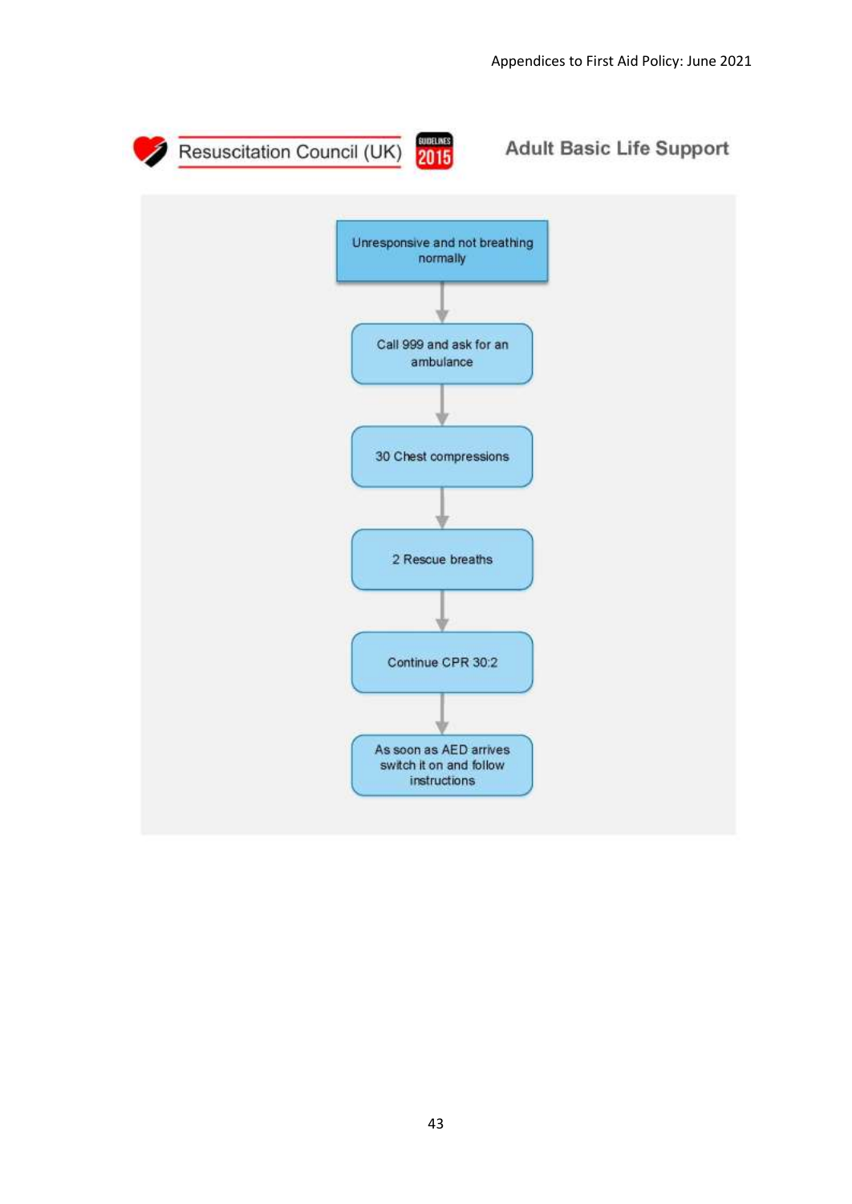Resuscitation Council (UK) GUIDELINES 2015

## Adult Basic Life Support

Unresponsive and not breathing normally

Call 999 and ask for an ambulance

30 Chest compressions

2 Rescue breaths

Continue CPR 30:2

As soon as AED arrives switch it on and follow instructions